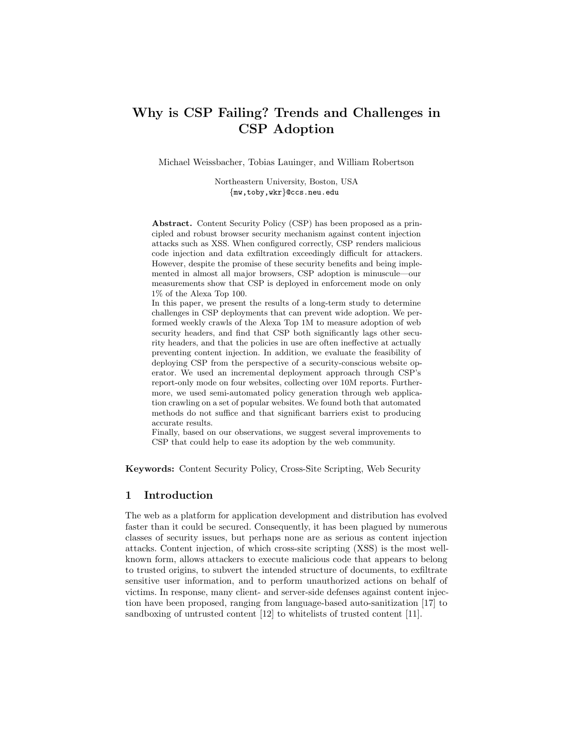# Why is CSP Failing? Trends and Challenges in CSP Adoption

Michael Weissbacher, Tobias Lauinger, and William Robertson

Northeastern University, Boston, USA
{mw,toby,wkr}@ccs.neu.edu

**Abstract.** Content Security Policy (CSP) has been proposed as a principled and robust browser security mechanism against content injection attacks such as XSS. When configured correctly, CSP renders malicious code injection and data exfiltration exceedingly difficult for attackers. However, despite the promise of these security benefits and being implemented in almost all major browsers, CSP adoption is minuscule—our measurements show that CSP is deployed in enforcement mode on only 1% of the Alexa Top 100.

In this paper, we present the results of a long-term study to determine challenges in CSP deployments that can prevent wide adoption. We performed weekly crawls of the Alexa Top 1M to measure adoption of web security headers, and find that CSP both significantly lags other security headers, and that the policies in use are often ineffective at actually preventing content injection. In addition, we evaluate the feasibility of deploying CSP from the perspective of a security-conscious website operator. We used an incremental deployment approach through CSP's report-only mode on four websites, collecting over 10M reports. Furthermore, we used semi-automated policy generation through web application crawling on a set of popular websites. We found both that automated methods do not suffice and that significant barriers exist to producing accurate results.

Finally, based on our observations, we suggest several improvements to CSP that could help to ease its adoption by the web community.

**Keywords:** Content Security Policy, Cross-Site Scripting, Web Security

## 1 Introduction

The web as a platform for application development and distribution has evolved faster than it could be secured. Consequently, it has been plagued by numerous classes of security issues, but perhaps none are as serious as content injection attacks. Content injection, of which cross-site scripting (XSS) is the most well-known form, allows attackers to execute malicious code that appears to belong to trusted origins, to subvert the intended structure of documents, to exfiltrate sensitive user information, and to perform unauthorized actions on behalf of victims. In response, many client- and server-side defenses against content injection have been proposed, ranging from language-based auto-sanitization [17] to sandboxing of untrusted content [12] to whitelists of trusted content [11].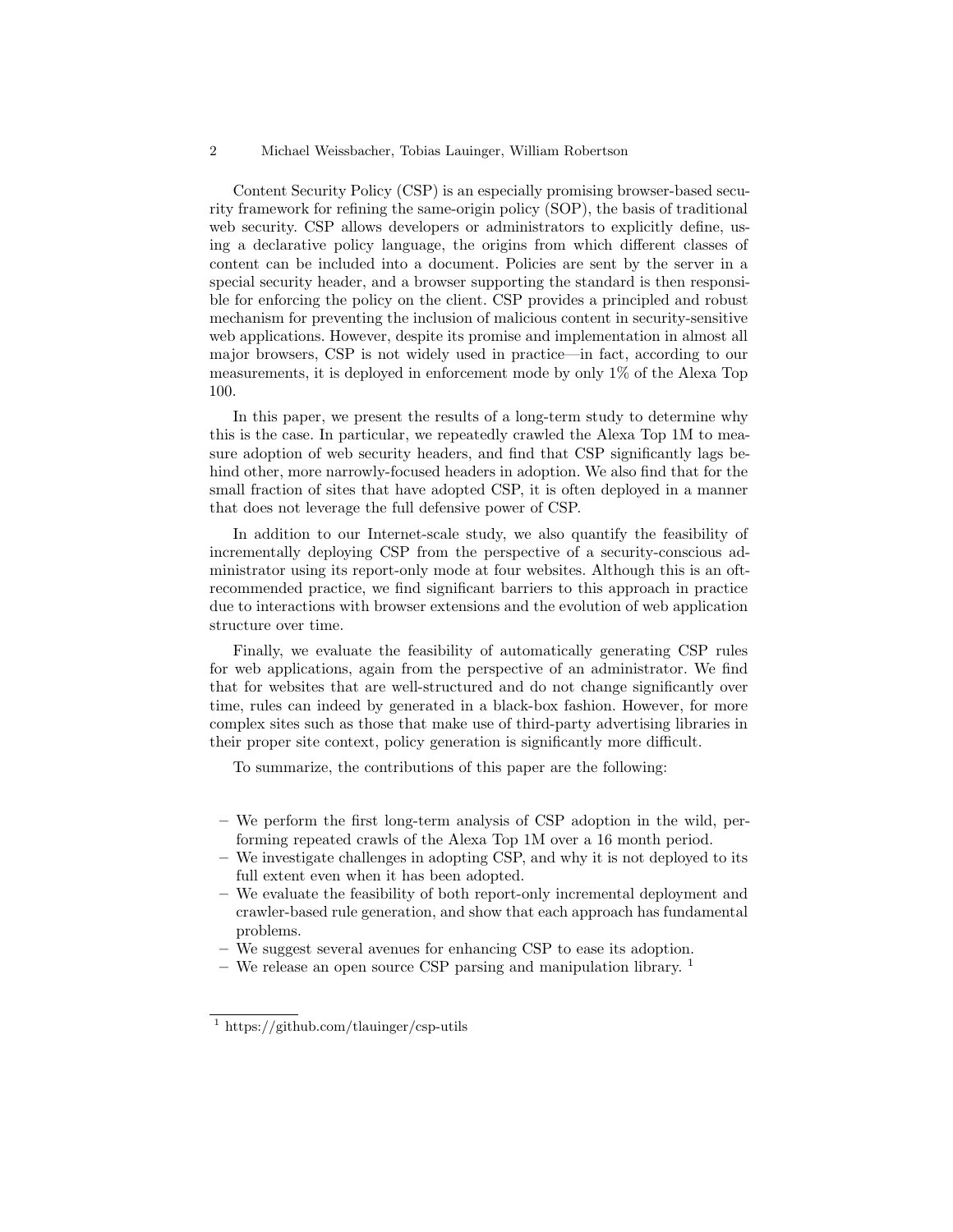Content Security Policy (CSP) is an especially promising browser-based security framework for refining the same-origin policy (SOP), the basis of traditional web security. CSP allows developers or administrators to explicitly define, using a declarative policy language, the origins from which different classes of content can be included into a document. Policies are sent by the server in a special security header, and a browser supporting the standard is then responsible for enforcing the policy on the client. CSP provides a principled and robust mechanism for preventing the inclusion of malicious content in security-sensitive web applications. However, despite its promise and implementation in almost all major browsers, CSP is not widely used in practice—in fact, according to our measurements, it is deployed in enforcement mode by only 1% of the Alexa Top 100.

In this paper, we present the results of a long-term study to determine why this is the case. In particular, we repeatedly crawled the Alexa Top 1M to measure adoption of web security headers, and find that CSP significantly lags behind other, more narrowly-focused headers in adoption. We also find that for the small fraction of sites that have adopted CSP, it is often deployed in a manner that does not leverage the full defensive power of CSP.

In addition to our Internet-scale study, we also quantify the feasibility of incrementally deploying CSP from the perspective of a security-conscious administrator using its report-only mode at four websites. Although this is an oft-recommended practice, we find significant barriers to this approach in practice due to interactions with browser extensions and the evolution of web application structure over time.

Finally, we evaluate the feasibility of automatically generating CSP rules for web applications, again from the perspective of an administrator. We find that for websites that are well-structured and do not change significantly over time, rules can indeed by generated in a black-box fashion. However, for more complex sites such as those that make use of third-party advertising libraries in their proper site context, policy generation is significantly more difficult.

To summarize, the contributions of this paper are the following:

- We perform the first long-term analysis of CSP adoption in the wild, performing repeated crawls of the Alexa Top 1M over a 16 month period.
- We investigate challenges in adopting CSP, and why it is not deployed to its full extent even when it has been adopted.
- We evaluate the feasibility of both report-only incremental deployment and crawler-based rule generation, and show that each approach has fundamental problems.
- We suggest several avenues for enhancing CSP to ease its adoption.
- We release an open source CSP parsing and manipulation library. [1]

[1] https://github.com/tlauinger/csp-utils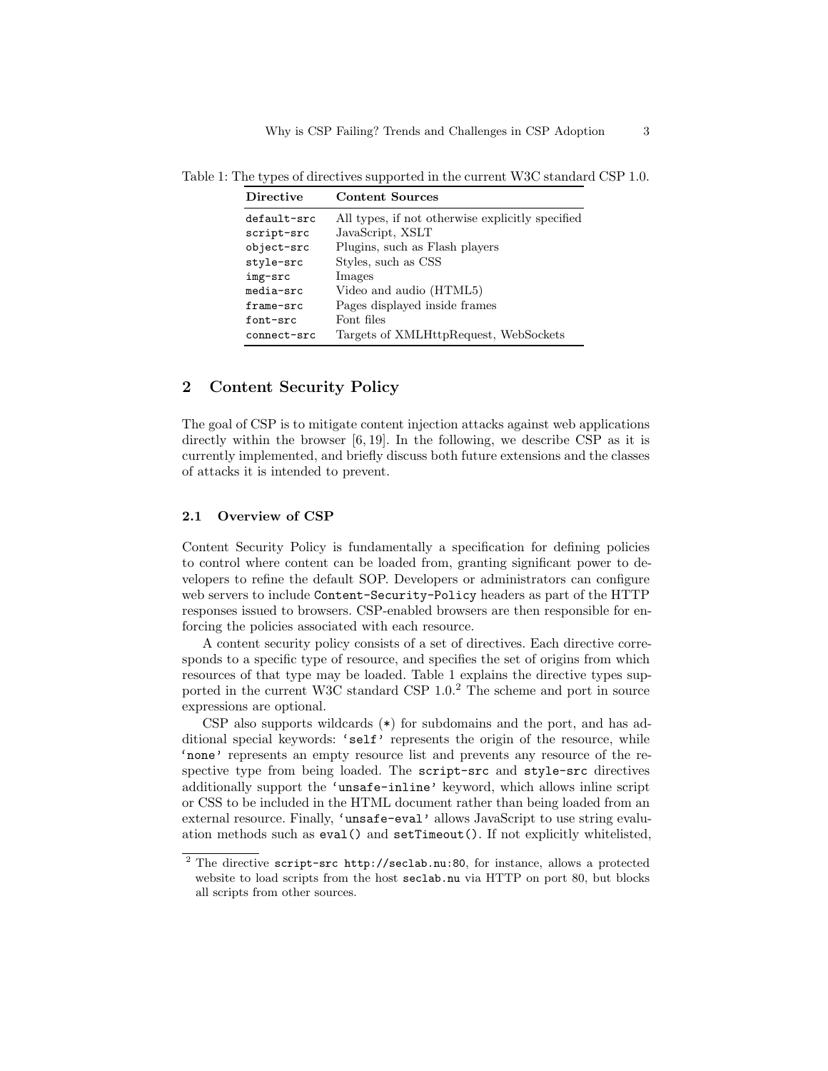Table 1: The types of directives supported in the current W3C standard CSP 1.0.

| Directive | Content Sources |
| --- | --- |
| `default-src` | All types, if not otherwise explicitly specified |
| `script-src` | JavaScript, XSLT |
| `object-src` | Plugins, such as Flash players |
| `style-src` | Styles, such as CSS |
| `img-src` | Images |
| `media-src` | Video and audio (HTML5) |
| `frame-src` | Pages displayed inside frames |
| `font-src` | Font files |
| `connect-src` | Targets of XMLHttpRequest, WebSockets |

## 2 Content Security Policy

The goal of CSP is to mitigate content injection attacks against web applications directly within the browser [6, 19]. In the following, we describe CSP as it is currently implemented, and briefly discuss both future extensions and the classes of attacks it is intended to prevent.

### 2.1 Overview of CSP

Content Security Policy is fundamentally a specification for defining policies to control where content can be loaded from, granting significant power to developers to refine the default SOP. Developers or administrators can configure web servers to include `Content-Security-Policy` headers as part of the HTTP responses issued to browsers. CSP-enabled browsers are then responsible for enforcing the policies associated with each resource.

A content security policy consists of a set of directives. Each directive corresponds to a specific type of resource, and specifies the set of origins from which resources of that type may be loaded. Table 1 explains the directive types supported in the current W3C standard CSP 1.0.[2] The scheme and port in source expressions are optional.

CSP also supports wildcards (*) for subdomains and the port, and has additional special keywords: `'self'` represents the origin of the resource, while `'none'` represents an empty resource list and prevents any resource of the respective type from being loaded. The `script-src` and `style-src` directives additionally support the `'unsafe-inline'` keyword, which allows inline script or CSS to be included in the HTML document rather than being loaded from an external resource. Finally, `'unsafe-eval'` allows JavaScript to use string evaluation methods such as `eval()` and `setTimeout()`. If not explicitly whitelisted,

[2] The directive `script-src http://seclab.nu:80`, for instance, allows a protected website to load scripts from the host `seclab.nu` via HTTP on port 80, but blocks all scripts from other sources.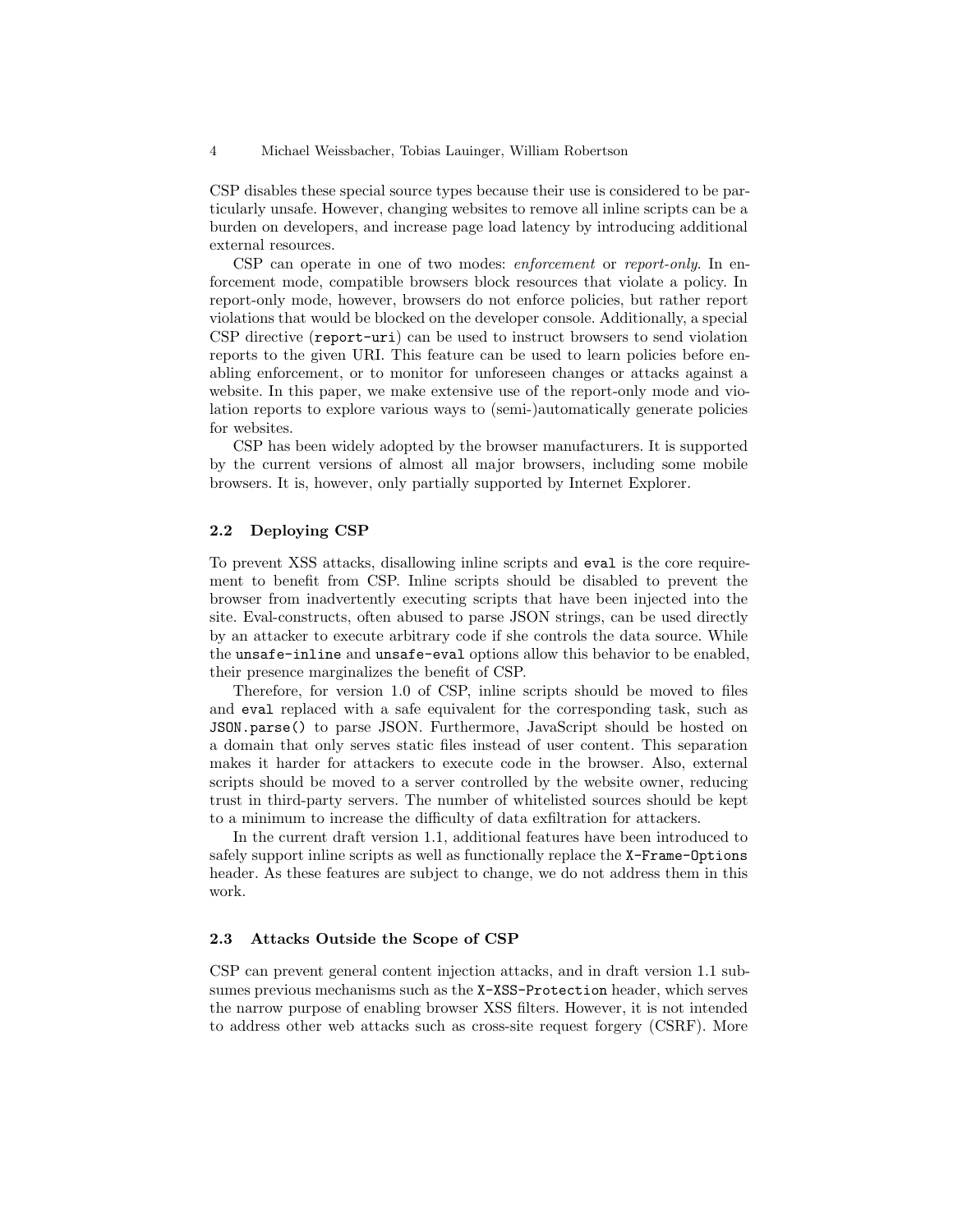CSP disables these special source types because their use is considered to be particularly unsafe. However, changing websites to remove all inline scripts can be a burden on developers, and increase page load latency by introducing additional external resources.

CSP can operate in one of two modes: *enforcement* or *report-only*. In enforcement mode, compatible browsers block resources that violate a policy. In report-only mode, however, browsers do not enforce policies, but rather report violations that would be blocked on the developer console. Additionally, a special CSP directive (`report-uri`) can be used to instruct browsers to send violation reports to the given URI. This feature can be used to learn policies before enabling enforcement, or to monitor for unforeseen changes or attacks against a website. In this paper, we make extensive use of the report-only mode and violation reports to explore various ways to (semi-)automatically generate policies for websites.

CSP has been widely adopted by the browser manufacturers. It is supported by the current versions of almost all major browsers, including some mobile browsers. It is, however, only partially supported by Internet Explorer.

### 2.2 Deploying CSP

To prevent XSS attacks, disallowing inline scripts and `eval` is the core requirement to benefit from CSP. Inline scripts should be disabled to prevent the browser from inadvertently executing scripts that have been injected into the site. Eval-constructs, often abused to parse JSON strings, can be used directly by an attacker to execute arbitrary code if she controls the data source. While the `unsafe-inline` and `unsafe-eval` options allow this behavior to be enabled, their presence marginalizes the benefit of CSP.

Therefore, for version 1.0 of CSP, inline scripts should be moved to files and `eval` replaced with a safe equivalent for the corresponding task, such as `JSON.parse()` to parse JSON. Furthermore, JavaScript should be hosted on a domain that only serves static files instead of user content. This separation makes it harder for attackers to execute code in the browser. Also, external scripts should be moved to a server controlled by the website owner, reducing trust in third-party servers. The number of whitelisted sources should be kept to a minimum to increase the difficulty of data exfiltration for attackers.

In the current draft version 1.1, additional features have been introduced to safely support inline scripts as well as functionally replace the `X-Frame-Options` header. As these features are subject to change, we do not address them in this work.

### 2.3 Attacks Outside the Scope of CSP

CSP can prevent general content injection attacks, and in draft version 1.1 subsumes previous mechanisms such as the `X-XSS-Protection` header, which serves the narrow purpose of enabling browser XSS filters. However, it is not intended to address other web attacks such as cross-site request forgery (CSRF). More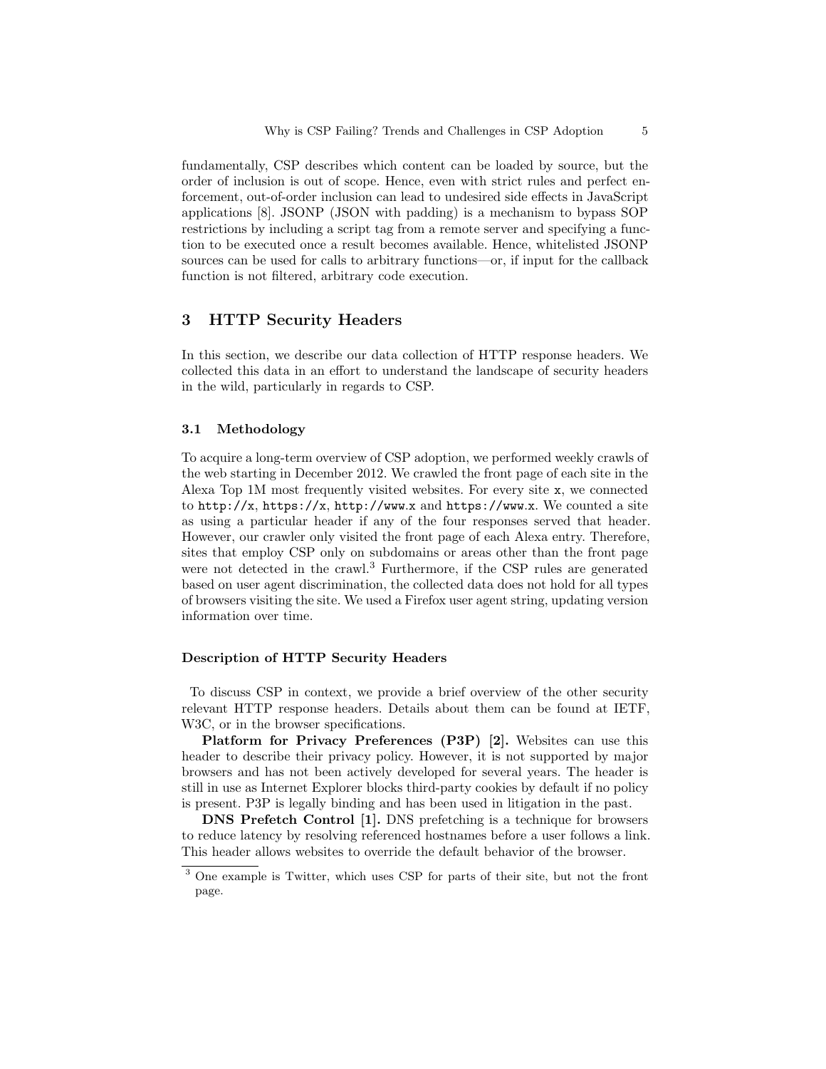fundamentally, CSP describes which content can be loaded by source, but the order of inclusion is out of scope. Hence, even with strict rules and perfect enforcement, out-of-order inclusion can lead to undesired side effects in JavaScript applications [8]. JSONP (JSON with padding) is a mechanism to bypass SOP restrictions by including a script tag from a remote server and specifying a function to be executed once a result becomes available. Hence, whitelisted JSONP sources can be used for calls to arbitrary functions—or, if input for the callback function is not filtered, arbitrary code execution.

## 3 HTTP Security Headers

In this section, we describe our data collection of HTTP response headers. We collected this data in an effort to understand the landscape of security headers in the wild, particularly in regards to CSP.

### 3.1 Methodology

To acquire a long-term overview of CSP adoption, we performed weekly crawls of the web starting in December 2012. We crawled the front page of each site in the Alexa Top 1M most frequently visited websites. For every site `x`, we connected to `http://x`, `https://x`, `http://www.x` and `https://www.x`. We counted a site as using a particular header if any of the four responses served that header. However, our crawler only visited the front page of each Alexa entry. Therefore, sites that employ CSP only on subdomains or areas other than the front page were not detected in the crawl.[3] Furthermore, if the CSP rules are generated based on user agent discrimination, the collected data does not hold for all types of browsers visiting the site. We used a Firefox user agent string, updating version information over time.

#### Description of HTTP Security Headers

To discuss CSP in context, we provide a brief overview of the other security relevant HTTP response headers. Details about them can be found at IETF, W3C, or in the browser specifications.

**Platform for Privacy Preferences (P3P) [2].** Websites can use this header to describe their privacy policy. However, it is not supported by major browsers and has not been actively developed for several years. The header is still in use as Internet Explorer blocks third-party cookies by default if no policy is present. P3P is legally binding and has been used in litigation in the past.

**DNS Prefetch Control [1].** DNS prefetching is a technique for browsers to reduce latency by resolving referenced hostnames before a user follows a link. This header allows websites to override the default behavior of the browser.

[3] One example is Twitter, which uses CSP for parts of their site, but not the front page.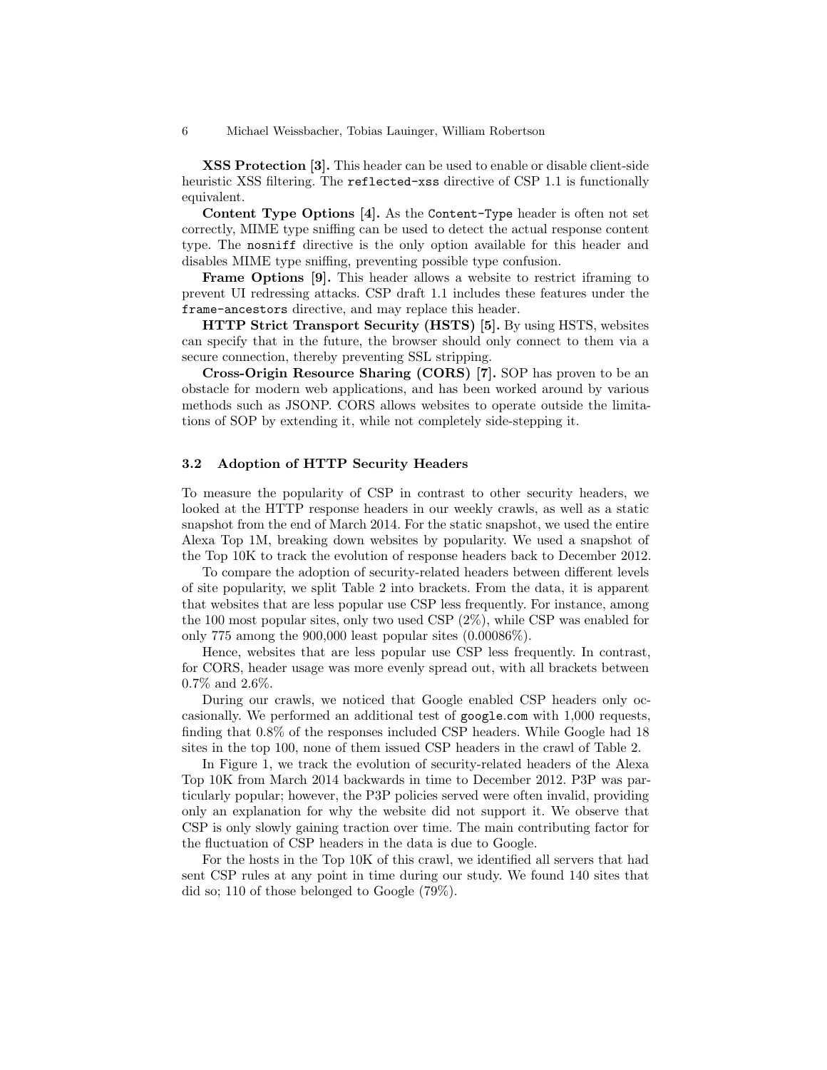**XSS Protection [3].** This header can be used to enable or disable client-side heuristic XSS filtering. The `reflected-xss` directive of CSP 1.1 is functionally equivalent.

**Content Type Options [4].** As the `Content-Type` header is often not set correctly, MIME type sniffing can be used to detect the actual response content type. The `nosniff` directive is the only option available for this header and disables MIME type sniffing, preventing possible type confusion.

**Frame Options [9].** This header allows a website to restrict iframing to prevent UI redressing attacks. CSP draft 1.1 includes these features under the `frame-ancestors` directive, and may replace this header.

**HTTP Strict Transport Security (HSTS) [5].** By using HSTS, websites can specify that in the future, the browser should only connect to them via a secure connection, thereby preventing SSL stripping.

**Cross-Origin Resource Sharing (CORS) [7].** SOP has proven to be an obstacle for modern web applications, and has been worked around by various methods such as JSONP. CORS allows websites to operate outside the limitations of SOP by extending it, while not completely side-stepping it.

### 3.2 Adoption of HTTP Security Headers

To measure the popularity of CSP in contrast to other security headers, we looked at the HTTP response headers in our weekly crawls, as well as a static snapshot from the end of March 2014. For the static snapshot, we used the entire Alexa Top 1M, breaking down websites by popularity. We used a snapshot of the Top 10K to track the evolution of response headers back to December 2012.

To compare the adoption of security-related headers between different levels of site popularity, we split Table 2 into brackets. From the data, it is apparent that websites that are less popular use CSP less frequently. For instance, among the 100 most popular sites, only two used CSP (2%), while CSP was enabled for only 775 among the 900,000 least popular sites (0.00086%).

Hence, websites that are less popular use CSP less frequently. In contrast, for CORS, header usage was more evenly spread out, with all brackets between 0.7% and 2.6%.

During our crawls, we noticed that Google enabled CSP headers only occasionally. We performed an additional test of `google.com` with 1,000 requests, finding that 0.8% of the responses included CSP headers. While Google had 18 sites in the top 100, none of them issued CSP headers in the crawl of Table 2.

In Figure 1, we track the evolution of security-related headers of the Alexa Top 10K from March 2014 backwards in time to December 2012. P3P was particularly popular; however, the P3P policies served were often invalid, providing only an explanation for why the website did not support it. We observe that CSP is only slowly gaining traction over time. The main contributing factor for the fluctuation of CSP headers in the data is due to Google.

For the hosts in the Top 10K of this crawl, we identified all servers that had sent CSP rules at any point in time during our study. We found 140 sites that did so; 110 of those belonged to Google (79%).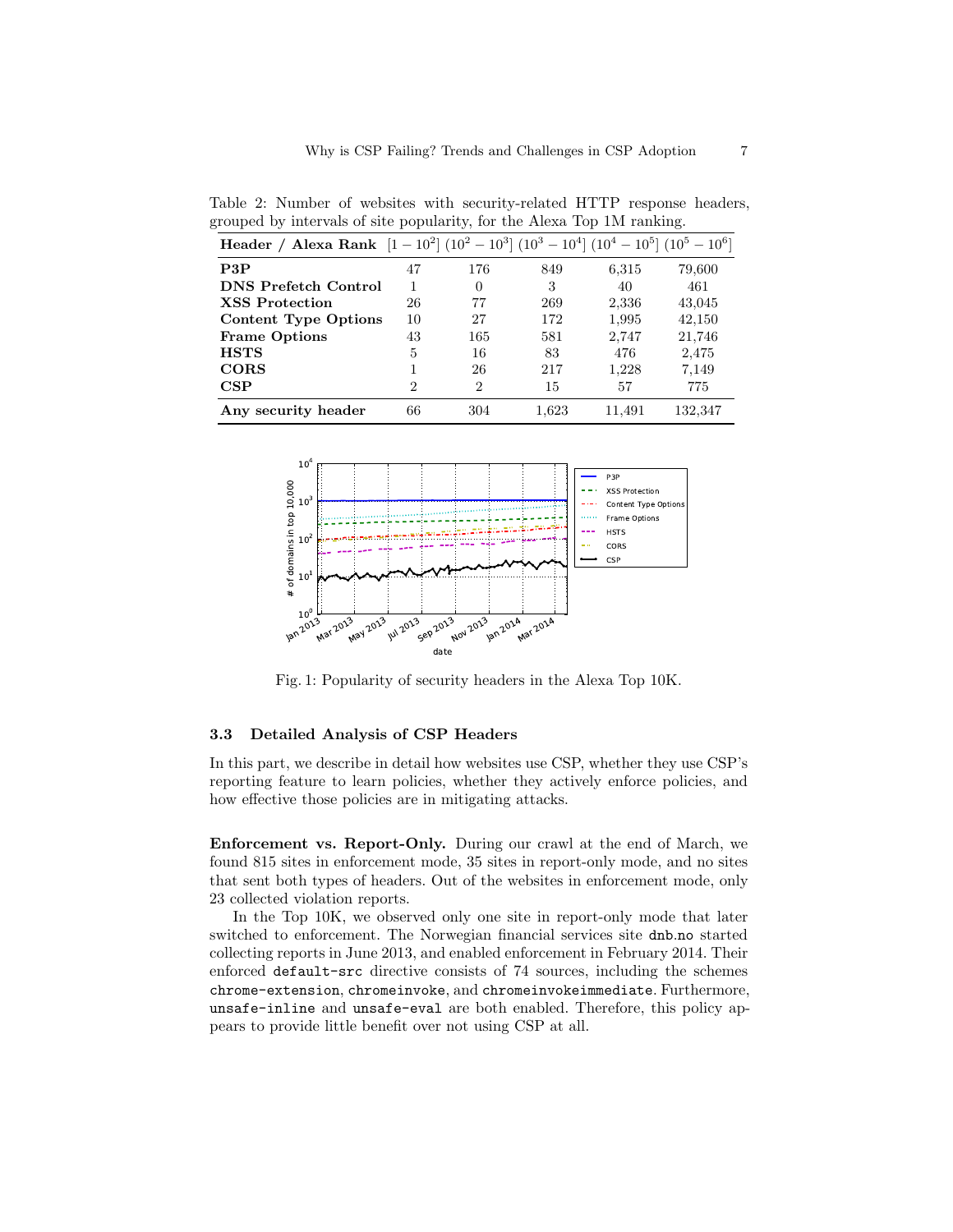Table 2: Number of websites with security-related HTTP response headers, grouped by intervals of site popularity, for the Alexa Top 1M ranking.

| Header / Alexa Rank | $[1-10^2]$ | $(10^2-10^3]$ | $(10^3-10^4]$ | $(10^4-10^5]$ | $(10^5-10^6]$ |
|---|---|---|---|---|---|
| **P3P** | 47 | 176 | 849 | 6,315 | 79,600 |
| **DNS Prefetch Control** | 1 | 0 | 3 | 40 | 461 |
| **XSS Protection** | 26 | 77 | 269 | 2,336 | 43,045 |
| **Content Type Options** | 10 | 27 | 172 | 1,995 | 42,150 |
| **Frame Options** | 43 | 165 | 581 | 2,747 | 21,746 |
| **HSTS** | 5 | 16 | 83 | 476 | 2,475 |
| **CORS** | 1 | 26 | 217 | 1,228 | 7,149 |
| **CSP** | 2 | 2 | 15 | 57 | 775 |
| **Any security header** | 66 | 304 | 1,623 | 11,491 | 132,347 |

Fig. 1: Popularity of security headers in the Alexa Top 10K.

### 3.3 Detailed Analysis of CSP Headers

In this part, we describe in detail how websites use CSP, whether they use CSP's reporting feature to learn policies, whether they actively enforce policies, and how effective those policies are in mitigating attacks.

**Enforcement vs. Report-Only.** During our crawl at the end of March, we found 815 sites in enforcement mode, 35 sites in report-only mode, and no sites that sent both types of headers. Out of the websites in enforcement mode, only 23 collected violation reports.

In the Top 10K, we observed only one site in report-only mode that later switched to enforcement. The Norwegian financial services site `dnb.no` started collecting reports in June 2013, and enabled enforcement in February 2014. Their enforced `default-src` directive consists of 74 sources, including the schemes `chrome-extension`, `chromeinvoke`, and `chromeinvokeimmediate`. Furthermore, `unsafe-inline` and `unsafe-eval` are both enabled. Therefore, this policy appears to provide little benefit over not using CSP at all.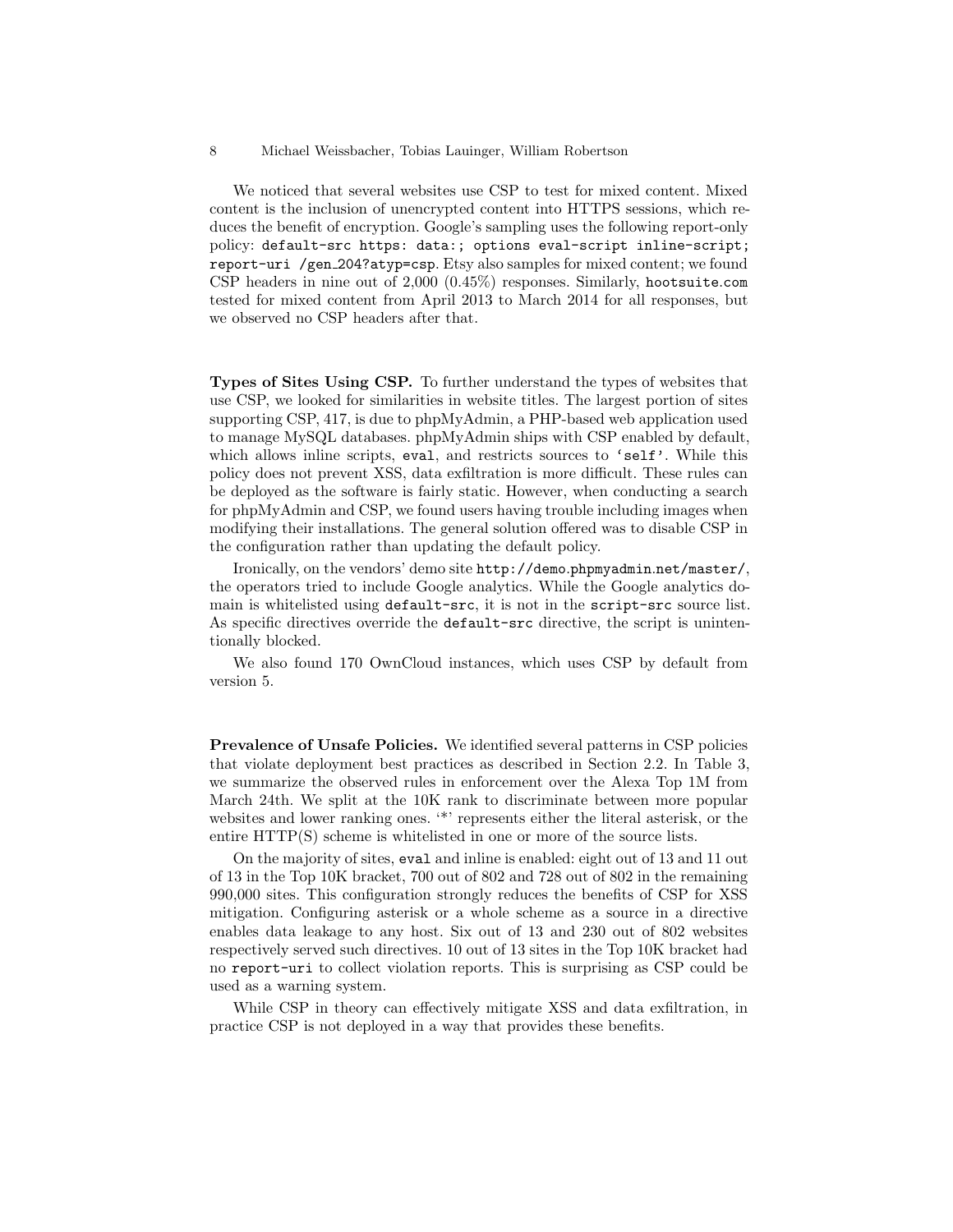We noticed that several websites use CSP to test for mixed content. Mixed content is the inclusion of unencrypted content into HTTPS sessions, which reduces the benefit of encryption. Google's sampling uses the following report-only policy: `default-src https: data:; options eval-script inline-script; report-uri /gen_204?atyp=csp`. Etsy also samples for mixed content; we found CSP headers in nine out of 2,000 (0.45%) responses. Similarly, `hootsuite.com` tested for mixed content from April 2013 to March 2014 for all responses, but we observed no CSP headers after that.

**Types of Sites Using CSP.** To further understand the types of websites that use CSP, we looked for similarities in website titles. The largest portion of sites supporting CSP, 417, is due to phpMyAdmin, a PHP-based web application used to manage MySQL databases. phpMyAdmin ships with CSP enabled by default, which allows inline scripts, `eval`, and restricts sources to `'self'`. While this policy does not prevent XSS, data exfiltration is more difficult. These rules can be deployed as the software is fairly static. However, when conducting a search for phpMyAdmin and CSP, we found users having trouble including images when modifying their installations. The general solution offered was to disable CSP in the configuration rather than updating the default policy.

Ironically, on the vendors' demo site `http://demo.phpmyadmin.net/master/`, the operators tried to include Google analytics. While the Google analytics domain is whitelisted using `default-src`, it is not in the `script-src` source list. As specific directives override the `default-src` directive, the script is unintentionally blocked.

We also found 170 OwnCloud instances, which uses CSP by default from version 5.

**Prevalence of Unsafe Policies.** We identified several patterns in CSP policies that violate deployment best practices as described in Section 2.2. In Table 3, we summarize the observed rules in enforcement over the Alexa Top 1M from March 24th. We split at the 10K rank to discriminate between more popular websites and lower ranking ones. '*' represents either the literal asterisk, or the entire HTTP(S) scheme is whitelisted in one or more of the source lists.

On the majority of sites, `eval` and inline is enabled: eight out of 13 and 11 out of 13 in the Top 10K bracket, 700 out of 802 and 728 out of 802 in the remaining 990,000 sites. This configuration strongly reduces the benefits of CSP for XSS mitigation. Configuring asterisk or a whole scheme as a source in a directive enables data leakage to any host. Six out of 13 and 230 out of 802 websites respectively served such directives. 10 out of 13 sites in the Top 10K bracket had no `report-uri` to collect violation reports. This is surprising as CSP could be used as a warning system.

While CSP in theory can effectively mitigate XSS and data exfiltration, in practice CSP is not deployed in a way that provides these benefits.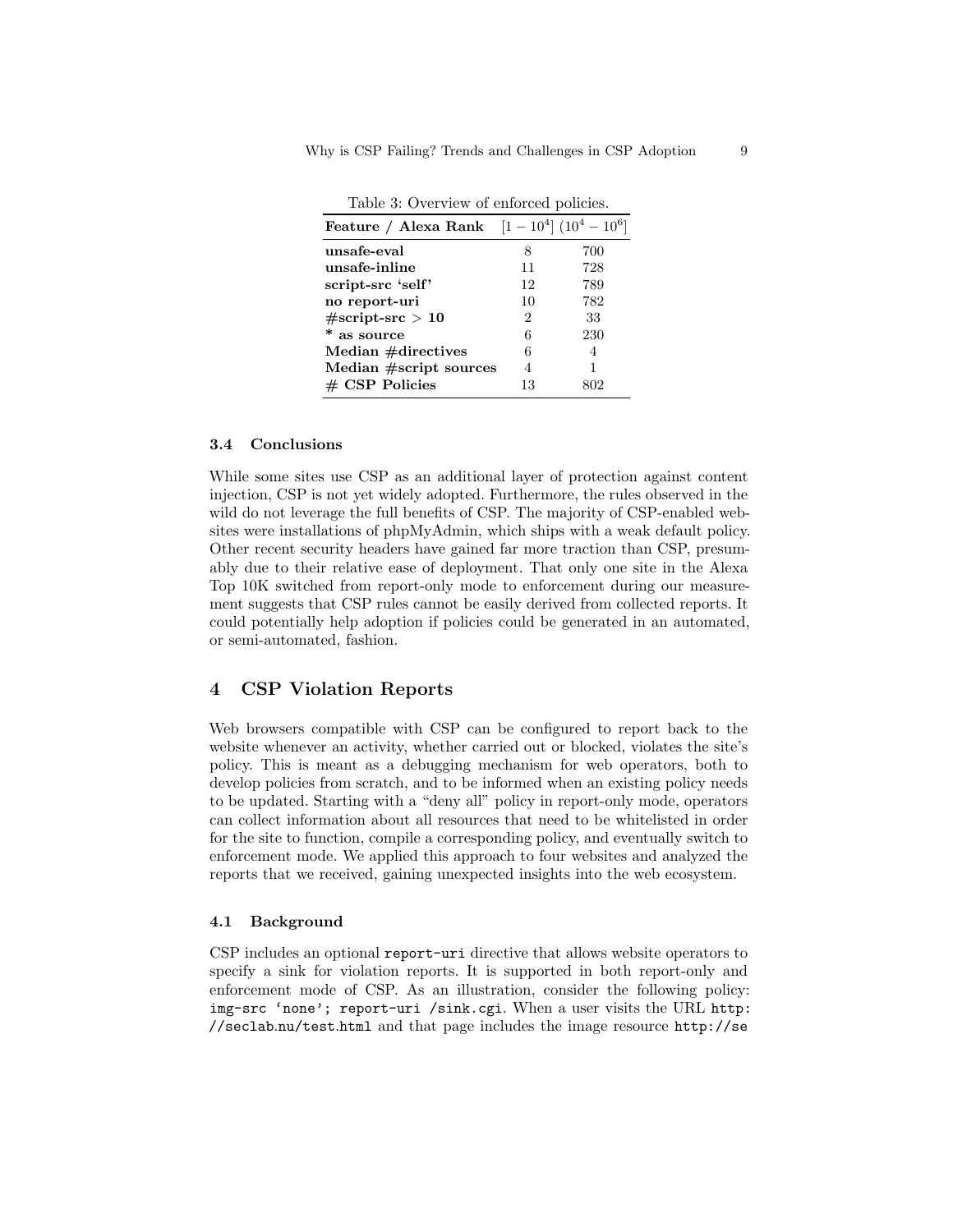Table 3: Overview of enforced policies.

| Feature / Alexa Rank | $[1 - 10^4]$ | $(10^4 - 10^6]$ |
| --- | --- | --- |
| **unsafe-eval** | 8 | 700 |
| **unsafe-inline** | 11 | 728 |
| **script-src 'self'** | 12 | 789 |
| **no report-uri** | 10 | 782 |
| **#script-src > 10** | 2 | 33 |
| **\* as source** | 6 | 230 |
| **Median #directives** | 6 | 4 |
| **Median #script sources** | 4 | 1 |
| **# CSP Policies** | 13 | 802 |

### 3.4 Conclusions

While some sites use CSP as an additional layer of protection against content injection, CSP is not yet widely adopted. Furthermore, the rules observed in the wild do not leverage the full benefits of CSP. The majority of CSP-enabled websites were installations of phpMyAdmin, which ships with a weak default policy. Other recent security headers have gained far more traction than CSP, presumably due to their relative ease of deployment. That only one site in the Alexa Top 10K switched from report-only mode to enforcement during our measurement suggests that CSP rules cannot be easily derived from collected reports. It could potentially help adoption if policies could be generated in an automated, or semi-automated, fashion.

## 4 CSP Violation Reports

Web browsers compatible with CSP can be configured to report back to the website whenever an activity, whether carried out or blocked, violates the site's policy. This is meant as a debugging mechanism for web operators, both to develop policies from scratch, and to be informed when an existing policy needs to be updated. Starting with a "deny all" policy in report-only mode, operators can collect information about all resources that need to be whitelisted in order for the site to function, compile a corresponding policy, and eventually switch to enforcement mode. We applied this approach to four websites and analyzed the reports that we received, gaining unexpected insights into the web ecosystem.

### 4.1 Background

CSP includes an optional `report-uri` directive that allows website operators to specify a sink for violation reports. It is supported in both report-only and enforcement mode of CSP. As an illustration, consider the following policy: `img-src 'none'; report-uri /sink.cgi`. When a user visits the URL `http://seclab.nu/test.html` and that page includes the image resource `http://se`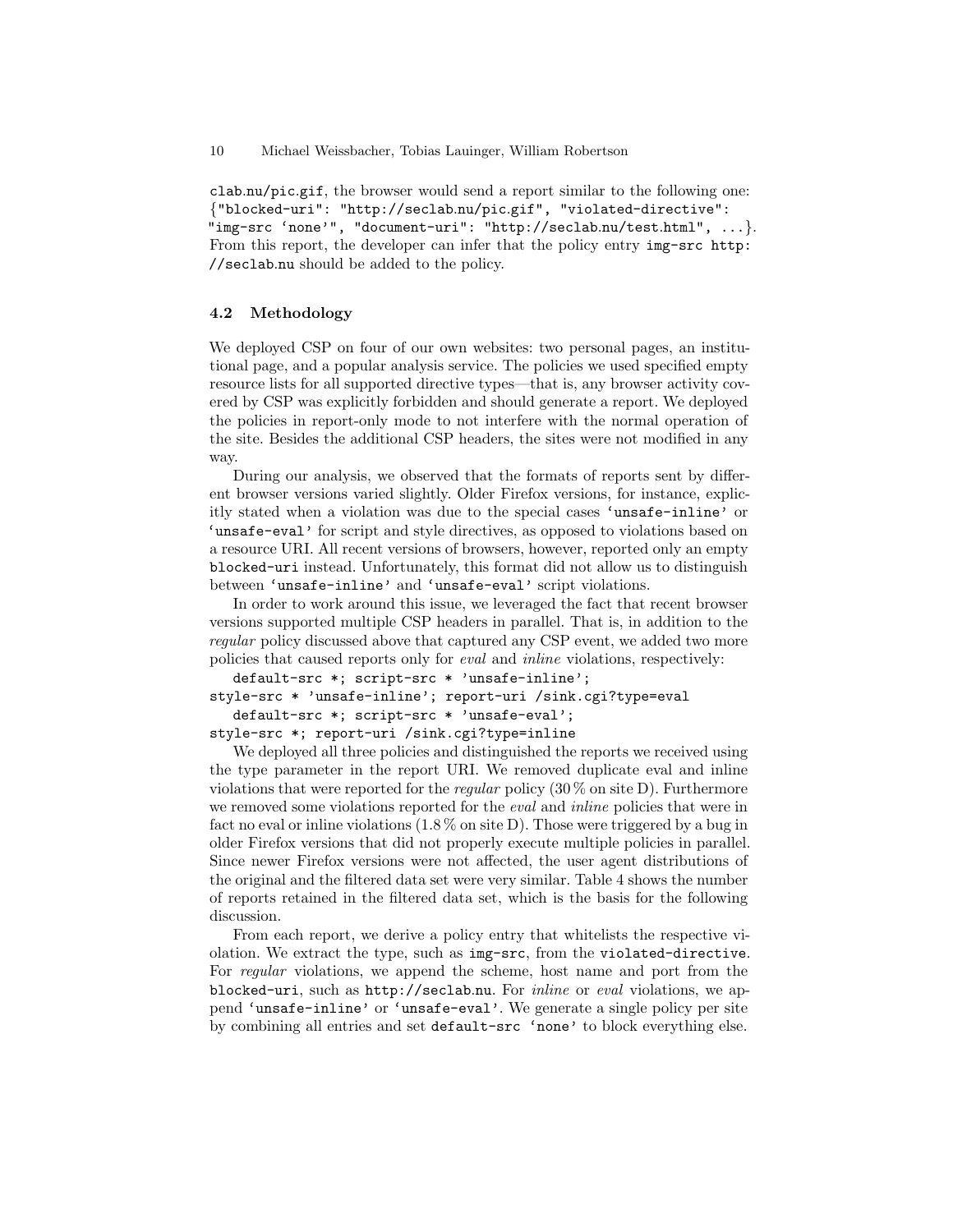clab.nu/pic.gif, the browser would send a report similar to the following one: {"blocked-uri": "http://seclab.nu/pic.gif", "violated-directive": "img-src 'none'", "document-uri": "http://seclab.nu/test.html", ...}. From this report, the developer can infer that the policy entry img-src http://seclab.nu should be added to the policy.

### 4.2 Methodology

We deployed CSP on four of our own websites: two personal pages, an institutional page, and a popular analysis service. The policies we used specified empty resource lists for all supported directive types—that is, any browser activity covered by CSP was explicitly forbidden and should generate a report. We deployed the policies in report-only mode to not interfere with the normal operation of the site. Besides the additional CSP headers, the sites were not modified in any way.

During our analysis, we observed that the formats of reports sent by different browser versions varied slightly. Older Firefox versions, for instance, explicitly stated when a violation was due to the special cases 'unsafe-inline' or 'unsafe-eval' for script and style directives, as opposed to violations based on a resource URI. All recent versions of browsers, however, reported only an empty blocked-uri instead. Unfortunately, this format did not allow us to distinguish between 'unsafe-inline' and 'unsafe-eval' script violations.

In order to work around this issue, we leveraged the fact that recent browser versions supported multiple CSP headers in parallel. That is, in addition to the *regular* policy discussed above that captured any CSP event, we added two more policies that caused reports only for *eval* and *inline* violations, respectively:

```
   default-src *; script-src * 'unsafe-inline';
style-src * 'unsafe-inline'; report-uri /sink.cgi?type=eval
   default-src *; script-src * 'unsafe-eval';
style-src *; report-uri /sink.cgi?type=inline
```

We deployed all three policies and distinguished the reports we received using the type parameter in the report URI. We removed duplicate eval and inline violations that were reported for the *regular* policy (30 % on site D). Furthermore we removed some violations reported for the *eval* and *inline* policies that were in fact no eval or inline violations (1.8 % on site D). Those were triggered by a bug in older Firefox versions that did not properly execute multiple policies in parallel. Since newer Firefox versions were not affected, the user agent distributions of the original and the filtered data set were very similar. Table 4 shows the number of reports retained in the filtered data set, which is the basis for the following discussion.

From each report, we derive a policy entry that whitelists the respective violation. We extract the type, such as img-src, from the violated-directive. For *regular* violations, we append the scheme, host name and port from the blocked-uri, such as http://seclab.nu. For *inline* or *eval* violations, we append 'unsafe-inline' or 'unsafe-eval'. We generate a single policy per site by combining all entries and set default-src 'none' to block everything else.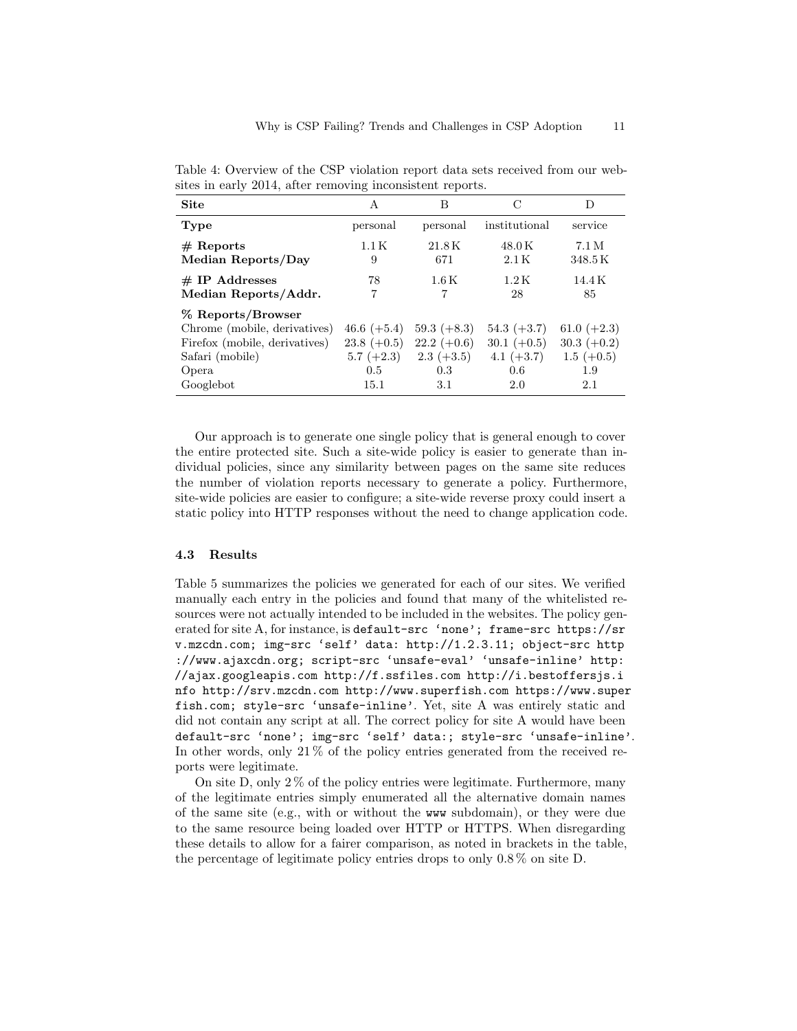Table 4: Overview of the CSP violation report data sets received from our websites in early 2014, after removing inconsistent reports.

| Site | A | B | C | D |
|---|---|---|---|---|
| **Type** | personal | personal | institutional | service |
| **# Reports** | 1.1 K | 21.8 K | 48.0 K | 7.1 M |
| **Median Reports/Day** | 9 | 671 | 2.1 K | 348.5 K |
| **# IP Addresses** | 78 | 1.6 K | 1.2 K | 14.4 K |
| **Median Reports/Addr.** | 7 | 7 | 28 | 85 |
| **% Reports/Browser** | | | | |
| Chrome (mobile, derivatives) | 46.6 (+5.4) | 59.3 (+8.3) | 54.3 (+3.7) | 61.0 (+2.3) |
| Firefox (mobile, derivatives) | 23.8 (+0.5) | 22.2 (+0.6) | 30.1 (+0.5) | 30.3 (+0.2) |
| Safari (mobile) | 5.7 (+2.3) | 2.3 (+3.5) | 4.1 (+3.7) | 1.5 (+0.5) |
| Opera | 0.5 | 0.3 | 0.6 | 1.9 |
| Googlebot | 15.1 | 3.1 | 2.0 | 2.1 |

Our approach is to generate one single policy that is general enough to cover the entire protected site. Such a site-wide policy is easier to generate than individual policies, since any similarity between pages on the same site reduces the number of violation reports necessary to generate a policy. Furthermore, site-wide policies are easier to configure; a site-wide reverse proxy could insert a static policy into HTTP responses without the need to change application code.

### 4.3 Results

Table 5 summarizes the policies we generated for each of our sites. We verified manually each entry in the policies and found that many of the whitelisted resources were not actually intended to be included in the websites. The policy generated for site A, for instance, is `default-src 'none'; frame-src https://srv.mzcdn.com; img-src 'self' data: http://1.2.3.11; object-src http://www.ajaxcdn.org; script-src 'unsafe-eval' 'unsafe-inline' http://ajax.googleapis.com http://f.ssfiles.com http://i.bestoffersjs.info http://srv.mzcdn.com http://www.superfish.com https://www.superfish.com; style-src 'unsafe-inline'`. Yet, site A was entirely static and did not contain any script at all. The correct policy for site A would have been `default-src 'none'; img-src 'self' data:; style-src 'unsafe-inline'`. In other words, only 21 % of the policy entries generated from the received reports were legitimate.

On site D, only 2 % of the policy entries were legitimate. Furthermore, many of the legitimate entries simply enumerated all the alternative domain names of the same site (e.g., with or without the `www` subdomain), or they were due to the same resource being loaded over HTTP or HTTPS. When disregarding these details to allow for a fairer comparison, as noted in brackets in the table, the percentage of legitimate policy entries drops to only 0.8 % on site D.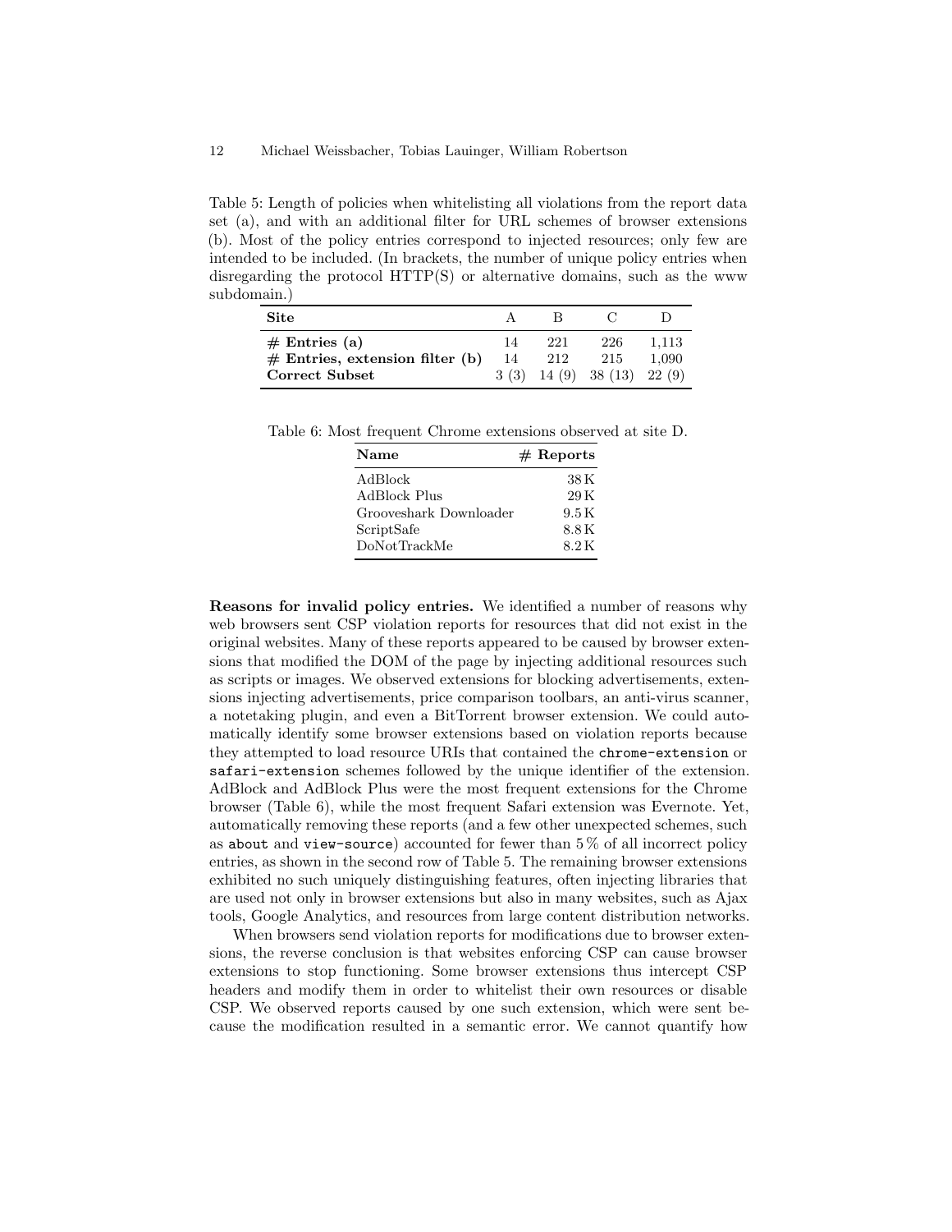Table 5: Length of policies when whitelisting all violations from the report data set (a), and with an additional filter for URL schemes of browser extensions (b). Most of the policy entries correspond to injected resources; only few are intended to be included. (In brackets, the number of unique policy entries when disregarding the protocol HTTP(S) or alternative domains, such as the www subdomain.)

| **Site** | A | B | C | D |
|---|---|---|---|---|
| **# Entries (a)** | 14 | 221 | 226 | 1,113 |
| **# Entries, extension filter (b)** | 14 | 212 | 215 | 1,090 |
| **Correct Subset** | 3 (3) | 14 (9) | 38 (13) | 22 (9) |

Table 6: Most frequent Chrome extensions observed at site D.

| **Name** | **# Reports** |
|---|---|
| AdBlock | 38 K |
| AdBlock Plus | 29 K |
| Grooveshark Downloader | 9.5 K |
| ScriptSafe | 8.8 K |
| DoNotTrackMe | 8.2 K |

**Reasons for invalid policy entries.** We identified a number of reasons why web browsers sent CSP violation reports for resources that did not exist in the original websites. Many of these reports appeared to be caused by browser extensions that modified the DOM of the page by injecting additional resources such as scripts or images. We observed extensions for blocking advertisements, extensions injecting advertisements, price comparison toolbars, an anti-virus scanner, a notetaking plugin, and even a BitTorrent browser extension. We could automatically identify some browser extensions based on violation reports because they attempted to load resource URIs that contained the `chrome-extension` or `safari-extension` schemes followed by the unique identifier of the extension. AdBlock and AdBlock Plus were the most frequent extensions for the Chrome browser (Table 6), while the most frequent Safari extension was Evernote. Yet, automatically removing these reports (and a few other unexpected schemes, such as `about` and `view-source`) accounted for fewer than 5 % of all incorrect policy entries, as shown in the second row of Table 5. The remaining browser extensions exhibited no such uniquely distinguishing features, often injecting libraries that are used not only in browser extensions but also in many websites, such as Ajax tools, Google Analytics, and resources from large content distribution networks.

When browsers send violation reports for modifications due to browser extensions, the reverse conclusion is that websites enforcing CSP can cause browser extensions to stop functioning. Some browser extensions thus intercept CSP headers and modify them in order to whitelist their own resources or disable CSP. We observed reports caused by one such extension, which were sent because the modification resulted in a semantic error. We cannot quantify how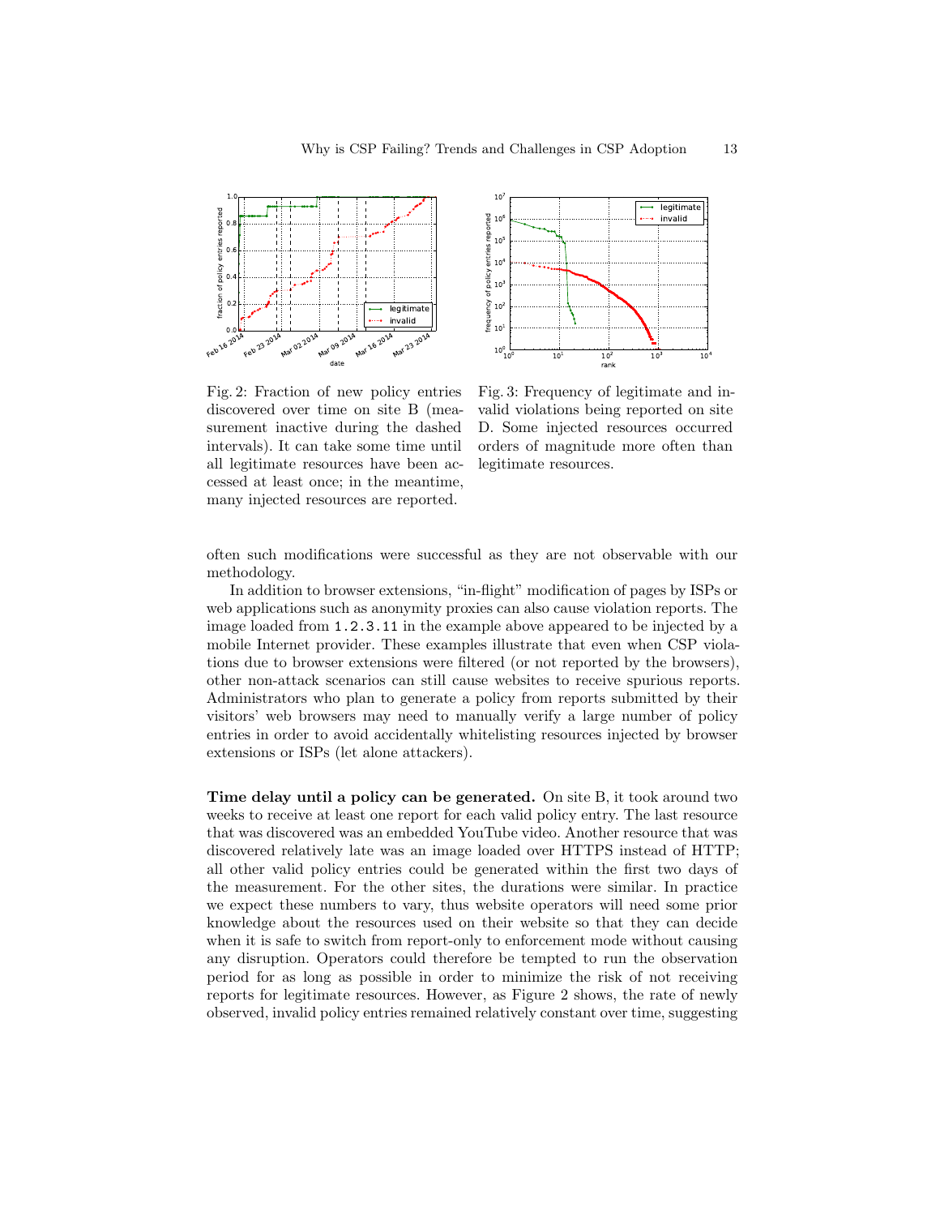1.0
0.8
0.6
0.4
0.2
0.0
fraction of policy entries reported
Feb 16 2014
Feb 23 2014
Mar 02 2014
Mar 09 2014
Mar 16 2014
Mar 23 2014
date
legitimate
invalid

Fig. 2: Fraction of new policy entries discovered over time on site B (measurement inactive during the dashed intervals). It can take some time until all legitimate resources have been accessed at least once; in the meantime, many injected resources are reported.

$10^7$
$10^6$
$10^5$
$10^4$
$10^3$
$10^2$
$10^1$
$10^0$
frequency of policy entries reported
$10^0$
$10^1$
$10^2$
$10^3$
$10^4$
rank
legitimate
invalid

Fig. 3: Frequency of legitimate and invalid violations being reported on site D. Some injected resources occurred orders of magnitude more often than legitimate resources.

often such modifications were successful as they are not observable with our methodology.

In addition to browser extensions, "in-flight" modification of pages by ISPs or web applications such as anonymity proxies can also cause violation reports. The image loaded from `1.2.3.11` in the example above appeared to be injected by a mobile Internet provider. These examples illustrate that even when CSP violations due to browser extensions were filtered (or not reported by the browsers), other non-attack scenarios can still cause websites to receive spurious reports. Administrators who plan to generate a policy from reports submitted by their visitors' web browsers may need to manually verify a large number of policy entries in order to avoid accidentally whitelisting resources injected by browser extensions or ISPs (let alone attackers).

**Time delay until a policy can be generated.** On site B, it took around two weeks to receive at least one report for each valid policy entry. The last resource that was discovered was an embedded YouTube video. Another resource that was discovered relatively late was an image loaded over HTTPS instead of HTTP; all other valid policy entries could be generated within the first two days of the measurement. For the other sites, the durations were similar. In practice we expect these numbers to vary, thus website operators will need some prior knowledge about the resources used on their website so that they can decide when it is safe to switch from report-only to enforcement mode without causing any disruption. Operators could therefore be tempted to run the observation period for as long as possible in order to minimize the risk of not receiving reports for legitimate resources. However, as Figure 2 shows, the rate of newly observed, invalid policy entries remained relatively constant over time, suggesting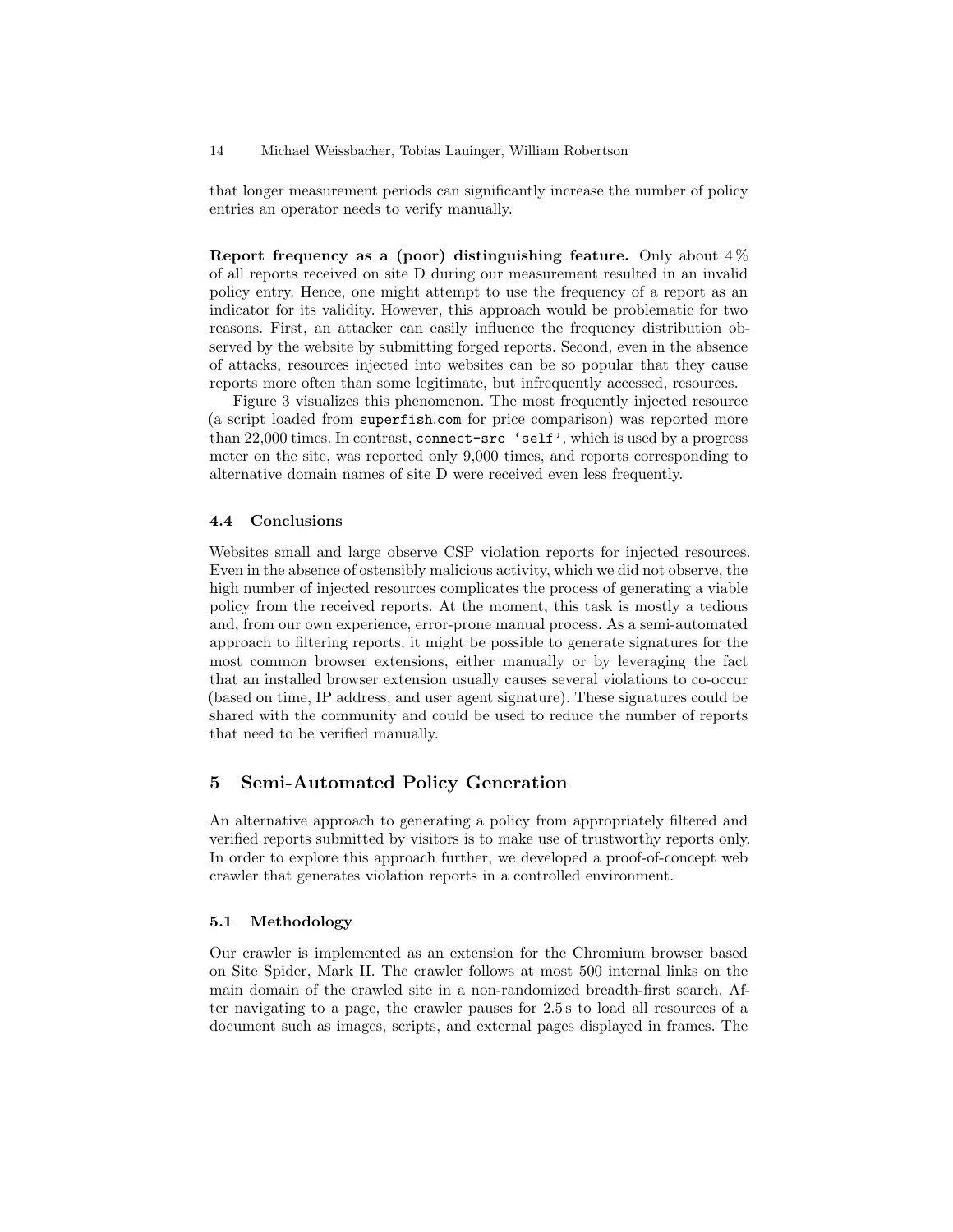that longer measurement periods can significantly increase the number of policy entries an operator needs to verify manually.

**Report frequency as a (poor) distinguishing feature.** Only about 4 % of all reports received on site D during our measurement resulted in an invalid policy entry. Hence, one might attempt to use the frequency of a report as an indicator for its validity. However, this approach would be problematic for two reasons. First, an attacker can easily influence the frequency distribution observed by the website by submitting forged reports. Second, even in the absence of attacks, resources injected into websites can be so popular that they cause reports more often than some legitimate, but infrequently accessed, resources.

Figure 3 visualizes this phenomenon. The most frequently injected resource (a script loaded from `superfish.com` for price comparison) was reported more than 22,000 times. In contrast, `connect-src 'self'`, which is used by a progress meter on the site, was reported only 9,000 times, and reports corresponding to alternative domain names of site D were received even less frequently.

### 4.4 Conclusions

Websites small and large observe CSP violation reports for injected resources. Even in the absence of ostensibly malicious activity, which we did not observe, the high number of injected resources complicates the process of generating a viable policy from the received reports. At the moment, this task is mostly a tedious and, from our own experience, error-prone manual process. As a semi-automated approach to filtering reports, it might be possible to generate signatures for the most common browser extensions, either manually or by leveraging the fact that an installed browser extension usually causes several violations to co-occur (based on time, IP address, and user agent signature). These signatures could be shared with the community and could be used to reduce the number of reports that need to be verified manually.

## 5 Semi-Automated Policy Generation

An alternative approach to generating a policy from appropriately filtered and verified reports submitted by visitors is to make use of trustworthy reports only. In order to explore this approach further, we developed a proof-of-concept web crawler that generates violation reports in a controlled environment.

### 5.1 Methodology

Our crawler is implemented as an extension for the Chromium browser based on Site Spider, Mark II. The crawler follows at most 500 internal links on the main domain of the crawled site in a non-randomized breadth-first search. After navigating to a page, the crawler pauses for 2.5 s to load all resources of a document such as images, scripts, and external pages displayed in frames. The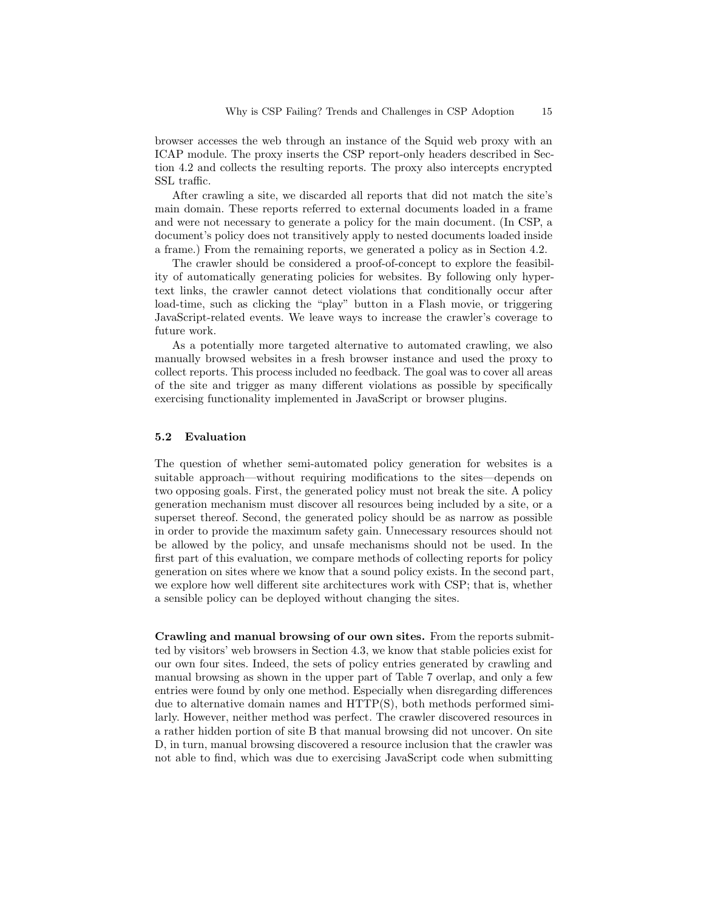browser accesses the web through an instance of the Squid web proxy with an ICAP module. The proxy inserts the CSP report-only headers described in Section 4.2 and collects the resulting reports. The proxy also intercepts encrypted SSL traffic.

After crawling a site, we discarded all reports that did not match the site's main domain. These reports referred to external documents loaded in a frame and were not necessary to generate a policy for the main document. (In CSP, a document's policy does not transitively apply to nested documents loaded inside a frame.) From the remaining reports, we generated a policy as in Section 4.2.

The crawler should be considered a proof-of-concept to explore the feasibility of automatically generating policies for websites. By following only hypertext links, the crawler cannot detect violations that conditionally occur after load-time, such as clicking the "play" button in a Flash movie, or triggering JavaScript-related events. We leave ways to increase the crawler's coverage to future work.

As a potentially more targeted alternative to automated crawling, we also manually browsed websites in a fresh browser instance and used the proxy to collect reports. This process included no feedback. The goal was to cover all areas of the site and trigger as many different violations as possible by specifically exercising functionality implemented in JavaScript or browser plugins.

### 5.2 Evaluation

The question of whether semi-automated policy generation for websites is a suitable approach—without requiring modifications to the sites—depends on two opposing goals. First, the generated policy must not break the site. A policy generation mechanism must discover all resources being included by a site, or a superset thereof. Second, the generated policy should be as narrow as possible in order to provide the maximum safety gain. Unnecessary resources should not be allowed by the policy, and unsafe mechanisms should not be used. In the first part of this evaluation, we compare methods of collecting reports for policy generation on sites where we know that a sound policy exists. In the second part, we explore how well different site architectures work with CSP; that is, whether a sensible policy can be deployed without changing the sites.

**Crawling and manual browsing of our own sites.** From the reports submitted by visitors' web browsers in Section 4.3, we know that stable policies exist for our own four sites. Indeed, the sets of policy entries generated by crawling and manual browsing as shown in the upper part of Table 7 overlap, and only a few entries were found by only one method. Especially when disregarding differences due to alternative domain names and HTTP(S), both methods performed similarly. However, neither method was perfect. The crawler discovered resources in a rather hidden portion of site B that manual browsing did not uncover. On site D, in turn, manual browsing discovered a resource inclusion that the crawler was not able to find, which was due to exercising JavaScript code when submitting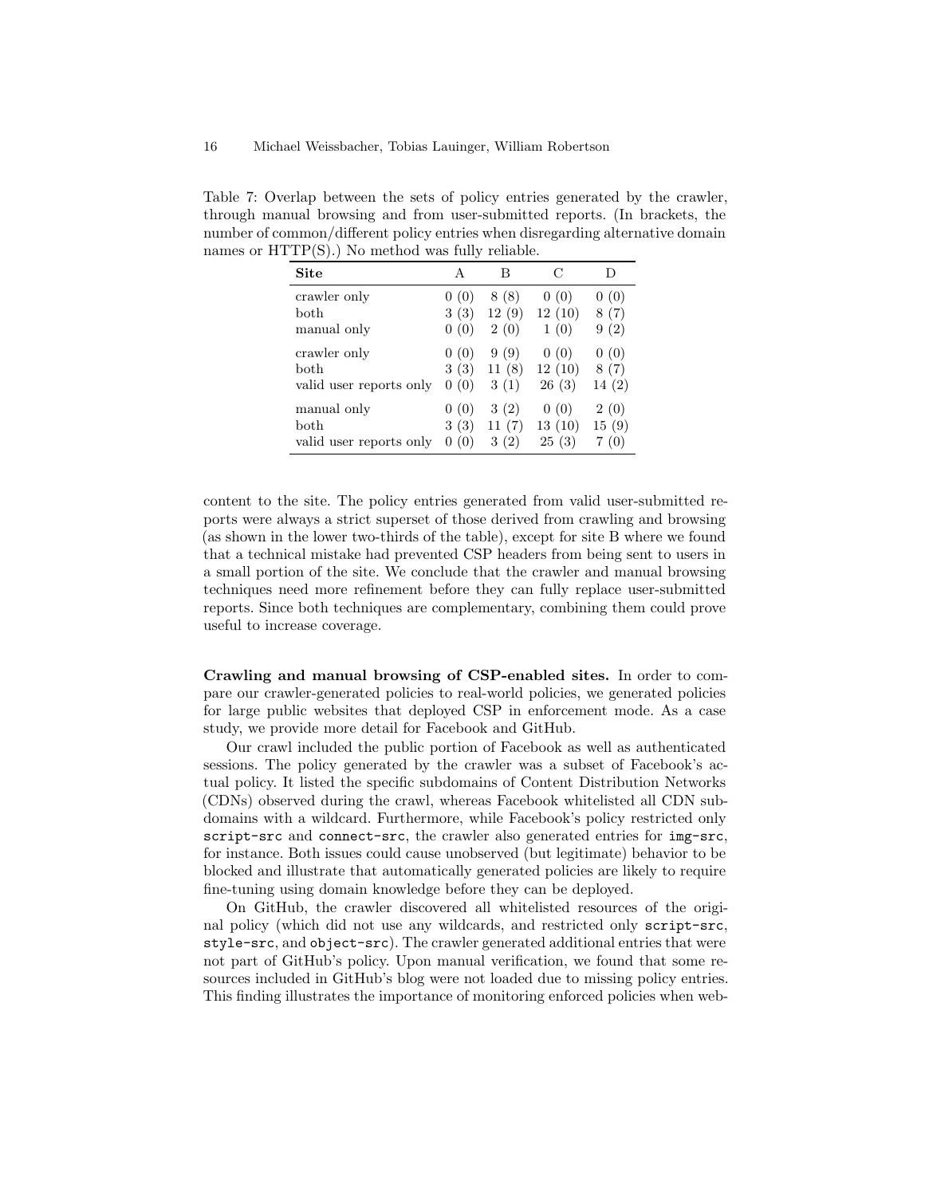Table 7: Overlap between the sets of policy entries generated by the crawler, through manual browsing and from user-submitted reports. (In brackets, the number of common/different policy entries when disregarding alternative domain names or HTTP(S).) No method was fully reliable.

| Site | A | B | C | D |
|---|---|---|---|---|
| crawler only | 0 (0) | 8 (8) | 0 (0) | 0 (0) |
| both | 3 (3) | 12 (9) | 12 (10) | 8 (7) |
| manual only | 0 (0) | 2 (0) | 1 (0) | 9 (2) |
| crawler only | 0 (0) | 9 (9) | 0 (0) | 0 (0) |
| both | 3 (3) | 11 (8) | 12 (10) | 8 (7) |
| valid user reports only | 0 (0) | 3 (1) | 26 (3) | 14 (2) |
| manual only | 0 (0) | 3 (2) | 0 (0) | 2 (0) |
| both | 3 (3) | 11 (7) | 13 (10) | 15 (9) |
| valid user reports only | 0 (0) | 3 (2) | 25 (3) | 7 (0) |

content to the site. The policy entries generated from valid user-submitted reports were always a strict superset of those derived from crawling and browsing (as shown in the lower two-thirds of the table), except for site B where we found that a technical mistake had prevented CSP headers from being sent to users in a small portion of the site. We conclude that the crawler and manual browsing techniques need more refinement before they can fully replace user-submitted reports. Since both techniques are complementary, combining them could prove useful to increase coverage.

**Crawling and manual browsing of CSP-enabled sites.** In order to compare our crawler-generated policies to real-world policies, we generated policies for large public websites that deployed CSP in enforcement mode. As a case study, we provide more detail for Facebook and GitHub.

Our crawl included the public portion of Facebook as well as authenticated sessions. The policy generated by the crawler was a subset of Facebook's actual policy. It listed the specific subdomains of Content Distribution Networks (CDNs) observed during the crawl, whereas Facebook whitelisted all CDN subdomains with a wildcard. Furthermore, while Facebook's policy restricted only `script-src` and `connect-src`, the crawler also generated entries for `img-src`, for instance. Both issues could cause unobserved (but legitimate) behavior to be blocked and illustrate that automatically generated policies are likely to require fine-tuning using domain knowledge before they can be deployed.

On GitHub, the crawler discovered all whitelisted resources of the original policy (which did not use any wildcards, and restricted only `script-src`, `style-src`, and `object-src`). The crawler generated additional entries that were not part of GitHub's policy. Upon manual verification, we found that some resources included in GitHub's blog were not loaded due to missing policy entries. This finding illustrates the importance of monitoring enforced policies when web-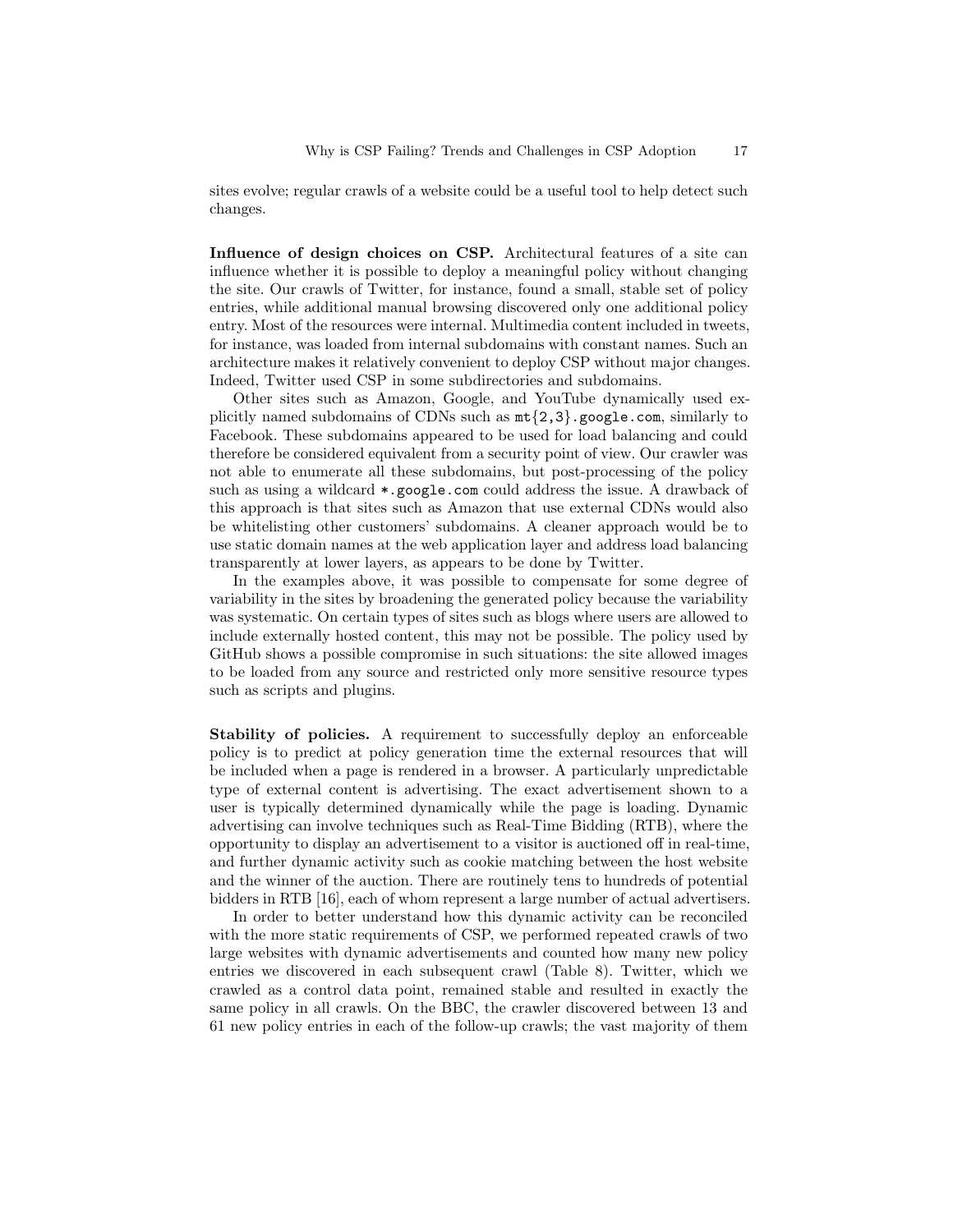sites evolve; regular crawls of a website could be a useful tool to help detect such changes.

**Influence of design choices on CSP.** Architectural features of a site can influence whether it is possible to deploy a meaningful policy without changing the site. Our crawls of Twitter, for instance, found a small, stable set of policy entries, while additional manual browsing discovered only one additional policy entry. Most of the resources were internal. Multimedia content included in tweets, for instance, was loaded from internal subdomains with constant names. Such an architecture makes it relatively convenient to deploy CSP without major changes. Indeed, Twitter used CSP in some subdirectories and subdomains.

Other sites such as Amazon, Google, and YouTube dynamically used explicitly named subdomains of CDNs such as `mt{2,3}.google.com`, similarly to Facebook. These subdomains appeared to be used for load balancing and could therefore be considered equivalent from a security point of view. Our crawler was not able to enumerate all these subdomains, but post-processing of the policy such as using a wildcard `*.google.com` could address the issue. A drawback of this approach is that sites such as Amazon that use external CDNs would also be whitelisting other customers' subdomains. A cleaner approach would be to use static domain names at the web application layer and address load balancing transparently at lower layers, as appears to be done by Twitter.

In the examples above, it was possible to compensate for some degree of variability in the sites by broadening the generated policy because the variability was systematic. On certain types of sites such as blogs where users are allowed to include externally hosted content, this may not be possible. The policy used by GitHub shows a possible compromise in such situations: the site allowed images to be loaded from any source and restricted only more sensitive resource types such as scripts and plugins.

**Stability of policies.** A requirement to successfully deploy an enforceable policy is to predict at policy generation time the external resources that will be included when a page is rendered in a browser. A particularly unpredictable type of external content is advertising. The exact advertisement shown to a user is typically determined dynamically while the page is loading. Dynamic advertising can involve techniques such as Real-Time Bidding (RTB), where the opportunity to display an advertisement to a visitor is auctioned off in real-time, and further dynamic activity such as cookie matching between the host website and the winner of the auction. There are routinely tens to hundreds of potential bidders in RTB [16], each of whom represent a large number of actual advertisers.

In order to better understand how this dynamic activity can be reconciled with the more static requirements of CSP, we performed repeated crawls of two large websites with dynamic advertisements and counted how many new policy entries we discovered in each subsequent crawl (Table 8). Twitter, which we crawled as a control data point, remained stable and resulted in exactly the same policy in all crawls. On the BBC, the crawler discovered between 13 and 61 new policy entries in each of the follow-up crawls; the vast majority of them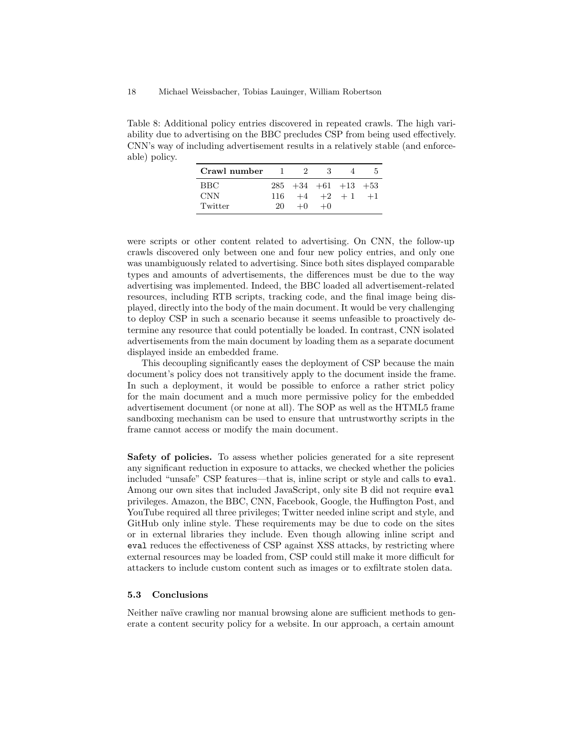Table 8: Additional policy entries discovered in repeated crawls. The high variability due to advertising on the BBC precludes CSP from being used effectively. CNN's way of including advertisement results in a relatively stable (and enforceable) policy.

| Crawl number | 1 | 2 | 3 | 4 | 5 |
|---|---|---|---|---|---|
| BBC | 285 | +34 | +61 | +13 | +53 |
| CNN | 116 | +4 | +2 | + 1 | +1 |
| Twitter | 20 | +0 | +0 | | |

were scripts or other content related to advertising. On CNN, the follow-up crawls discovered only between one and four new policy entries, and only one was unambiguously related to advertising. Since both sites displayed comparable types and amounts of advertisements, the differences must be due to the way advertising was implemented. Indeed, the BBC loaded all advertisement-related resources, including RTB scripts, tracking code, and the final image being displayed, directly into the body of the main document. It would be very challenging to deploy CSP in such a scenario because it seems unfeasible to proactively determine any resource that could potentially be loaded. In contrast, CNN isolated advertisements from the main document by loading them as a separate document displayed inside an embedded frame.

This decoupling significantly eases the deployment of CSP because the main document's policy does not transitively apply to the document inside the frame. In such a deployment, it would be possible to enforce a rather strict policy for the main document and a much more permissive policy for the embedded advertisement document (or none at all). The SOP as well as the HTML5 frame sandboxing mechanism can be used to ensure that untrustworthy scripts in the frame cannot access or modify the main document.

**Safety of policies.** To assess whether policies generated for a site represent any significant reduction in exposure to attacks, we checked whether the policies included "unsafe" CSP features—that is, inline script or style and calls to `eval`. Among our own sites that included JavaScript, only site B did not require `eval` privileges. Amazon, the BBC, CNN, Facebook, Google, the Huffington Post, and YouTube required all three privileges; Twitter needed inline script and style, and GitHub only inline style. These requirements may be due to code on the sites or in external libraries they include. Even though allowing inline script and `eval` reduces the effectiveness of CSP against XSS attacks, by restricting where external resources may be loaded from, CSP could still make it more difficult for attackers to include custom content such as images or to exfiltrate stolen data.

### 5.3 Conclusions

Neither naïve crawling nor manual browsing alone are sufficient methods to generate a content security policy for a website. In our approach, a certain amount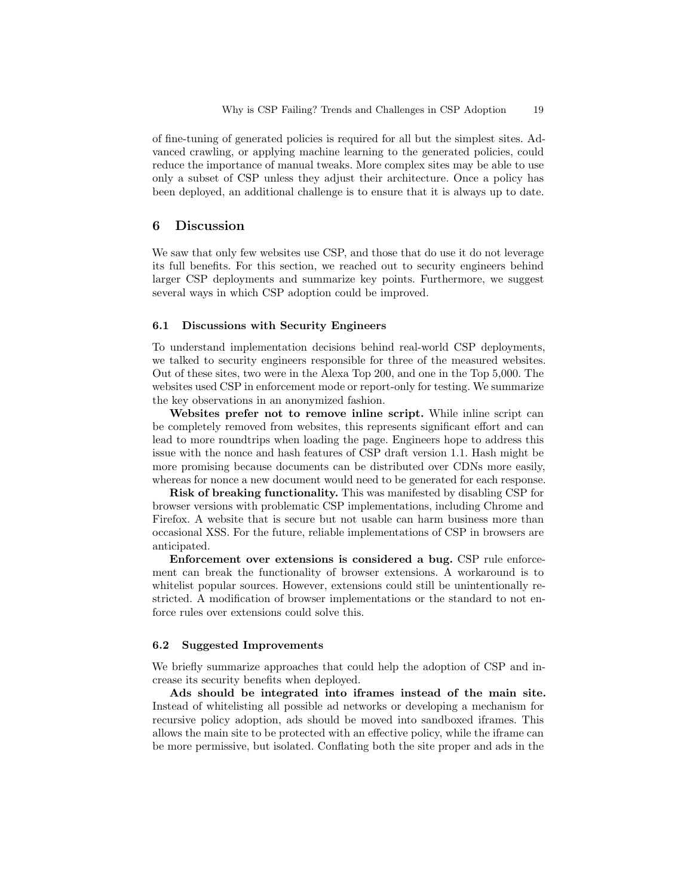of fine-tuning of generated policies is required for all but the simplest sites. Advanced crawling, or applying machine learning to the generated policies, could reduce the importance of manual tweaks. More complex sites may be able to use only a subset of CSP unless they adjust their architecture. Once a policy has been deployed, an additional challenge is to ensure that it is always up to date.

## 6 Discussion

We saw that only few websites use CSP, and those that do use it do not leverage its full benefits. For this section, we reached out to security engineers behind larger CSP deployments and summarize key points. Furthermore, we suggest several ways in which CSP adoption could be improved.

### 6.1 Discussions with Security Engineers

To understand implementation decisions behind real-world CSP deployments, we talked to security engineers responsible for three of the measured websites. Out of these sites, two were in the Alexa Top 200, and one in the Top 5,000. The websites used CSP in enforcement mode or report-only for testing. We summarize the key observations in an anonymized fashion.

**Websites prefer not to remove inline script.** While inline script can be completely removed from websites, this represents significant effort and can lead to more roundtrips when loading the page. Engineers hope to address this issue with the nonce and hash features of CSP draft version 1.1. Hash might be more promising because documents can be distributed over CDNs more easily, whereas for nonce a new document would need to be generated for each response.

**Risk of breaking functionality.** This was manifested by disabling CSP for browser versions with problematic CSP implementations, including Chrome and Firefox. A website that is secure but not usable can harm business more than occasional XSS. For the future, reliable implementations of CSP in browsers are anticipated.

**Enforcement over extensions is considered a bug.** CSP rule enforcement can break the functionality of browser extensions. A workaround is to whitelist popular sources. However, extensions could still be unintentionally restricted. A modification of browser implementations or the standard to not enforce rules over extensions could solve this.

### 6.2 Suggested Improvements

We briefly summarize approaches that could help the adoption of CSP and increase its security benefits when deployed.

**Ads should be integrated into iframes instead of the main site.** Instead of whitelisting all possible ad networks or developing a mechanism for recursive policy adoption, ads should be moved into sandboxed iframes. This allows the main site to be protected with an effective policy, while the iframe can be more permissive, but isolated. Conflating both the site proper and ads in the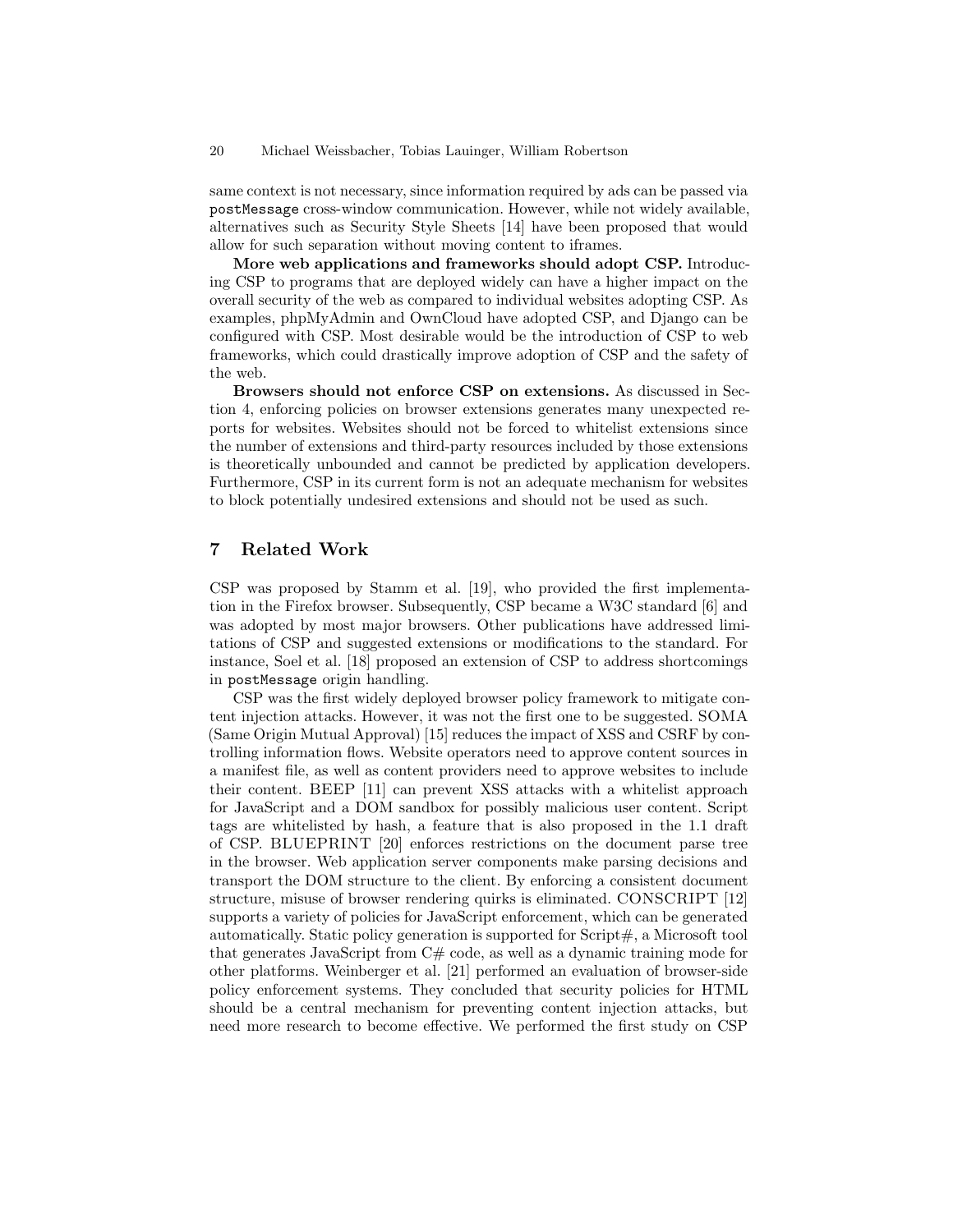same context is not necessary, since information required by ads can be passed via `postMessage` cross-window communication. However, while not widely available, alternatives such as Security Style Sheets [14] have been proposed that would allow for such separation without moving content to iframes.

**More web applications and frameworks should adopt CSP.** Introducing CSP to programs that are deployed widely can have a higher impact on the overall security of the web as compared to individual websites adopting CSP. As examples, phpMyAdmin and OwnCloud have adopted CSP, and Django can be configured with CSP. Most desirable would be the introduction of CSP to web frameworks, which could drastically improve adoption of CSP and the safety of the web.

**Browsers should not enforce CSP on extensions.** As discussed in Section 4, enforcing policies on browser extensions generates many unexpected reports for websites. Websites should not be forced to whitelist extensions since the number of extensions and third-party resources included by those extensions is theoretically unbounded and cannot be predicted by application developers. Furthermore, CSP in its current form is not an adequate mechanism for websites to block potentially undesired extensions and should not be used as such.

## 7 Related Work

CSP was proposed by Stamm et al. [19], who provided the first implementation in the Firefox browser. Subsequently, CSP became a W3C standard [6] and was adopted by most major browsers. Other publications have addressed limitations of CSP and suggested extensions or modifications to the standard. For instance, Soel et al. [18] proposed an extension of CSP to address shortcomings in `postMessage` origin handling.

CSP was the first widely deployed browser policy framework to mitigate content injection attacks. However, it was not the first one to be suggested. SOMA (Same Origin Mutual Approval) [15] reduces the impact of XSS and CSRF by controlling information flows. Website operators need to approve content sources in a manifest file, as well as content providers need to approve websites to include their content. BEEP [11] can prevent XSS attacks with a whitelist approach for JavaScript and a DOM sandbox for possibly malicious user content. Script tags are whitelisted by hash, a feature that is also proposed in the 1.1 draft of CSP. BLUEPRINT [20] enforces restrictions on the document parse tree in the browser. Web application server components make parsing decisions and transport the DOM structure to the client. By enforcing a consistent document structure, misuse of browser rendering quirks is eliminated. CONSCRIPT [12] supports a variety of policies for JavaScript enforcement, which can be generated automatically. Static policy generation is supported for Script#, a Microsoft tool that generates JavaScript from C# code, as well as a dynamic training mode for other platforms. Weinberger et al. [21] performed an evaluation of browser-side policy enforcement systems. They concluded that security policies for HTML should be a central mechanism for preventing content injection attacks, but need more research to become effective. We performed the first study on CSP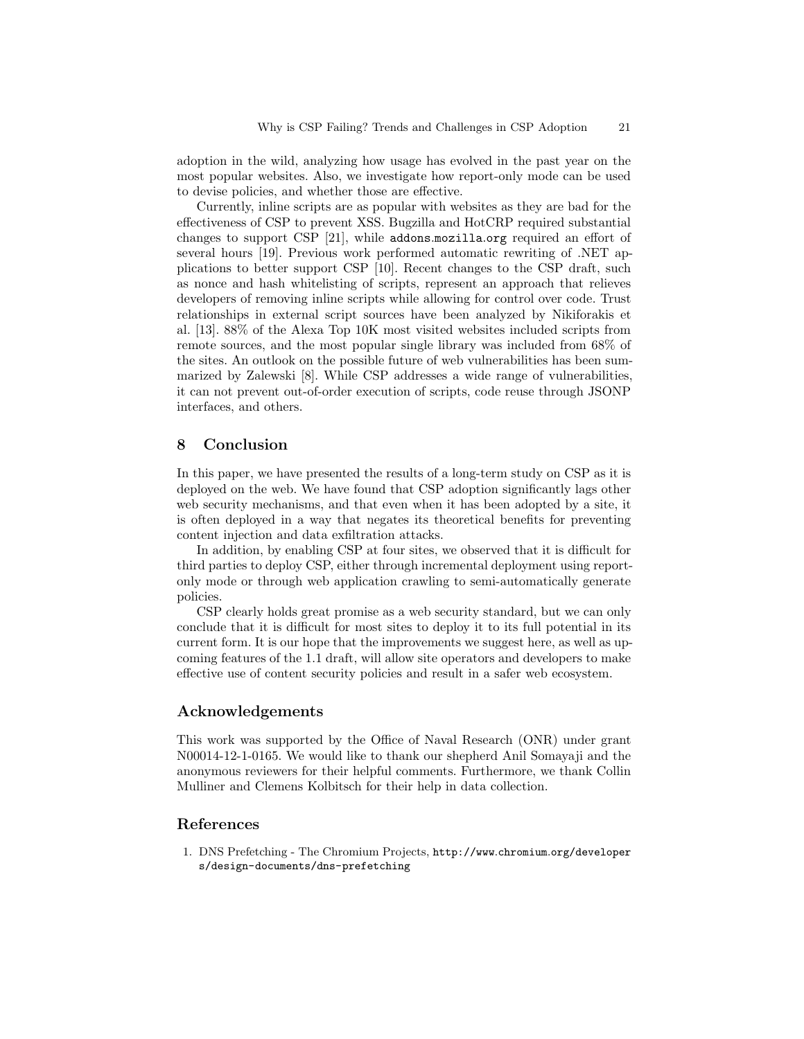adoption in the wild, analyzing how usage has evolved in the past year on the most popular websites. Also, we investigate how report-only mode can be used to devise policies, and whether those are effective.

Currently, inline scripts are as popular with websites as they are bad for the effectiveness of CSP to prevent XSS. Bugzilla and HotCRP required substantial changes to support CSP [21], while `addons.mozilla.org` required an effort of several hours [19]. Previous work performed automatic rewriting of .NET applications to better support CSP [10]. Recent changes to the CSP draft, such as nonce and hash whitelisting of scripts, represent an approach that relieves developers of removing inline scripts while allowing for control over code. Trust relationships in external script sources have been analyzed by Nikiforakis et al. [13]. 88% of the Alexa Top 10K most visited websites included scripts from remote sources, and the most popular single library was included from 68% of the sites. An outlook on the possible future of web vulnerabilities has been summarized by Zalewski [8]. While CSP addresses a wide range of vulnerabilities, it can not prevent out-of-order execution of scripts, code reuse through JSONP interfaces, and others.

## 8 Conclusion

In this paper, we have presented the results of a long-term study on CSP as it is deployed on the web. We have found that CSP adoption significantly lags other web security mechanisms, and that even when it has been adopted by a site, it is often deployed in a way that negates its theoretical benefits for preventing content injection and data exfiltration attacks.

In addition, by enabling CSP at four sites, we observed that it is difficult for third parties to deploy CSP, either through incremental deployment using report-only mode or through web application crawling to semi-automatically generate policies.

CSP clearly holds great promise as a web security standard, but we can only conclude that it is difficult for most sites to deploy it to its full potential in its current form. It is our hope that the improvements we suggest here, as well as upcoming features of the 1.1 draft, will allow site operators and developers to make effective use of content security policies and result in a safer web ecosystem.

## Acknowledgements

This work was supported by the Office of Naval Research (ONR) under grant N00014-12-1-0165. We would like to thank our shepherd Anil Somayaji and the anonymous reviewers for their helpful comments. Furthermore, we thank Collin Mulliner and Clemens Kolbitsch for their help in data collection.

## References

1. DNS Prefetching - The Chromium Projects, `http://www.chromium.org/developers/design-documents/dns-prefetching`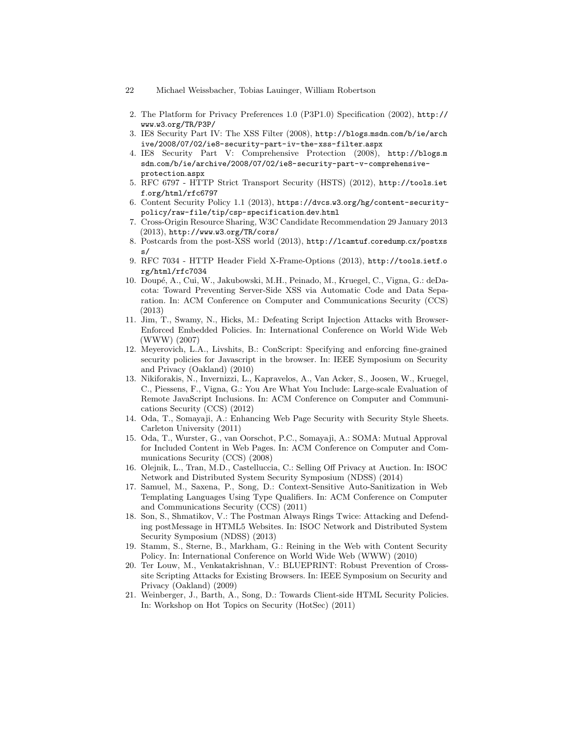2. The Platform for Privacy Preferences 1.0 (P3P1.0) Specification (2002), http://www.w3.org/TR/P3P/
3. IE8 Security Part IV: The XSS Filter (2008), http://blogs.msdn.com/b/ie/archive/2008/07/02/ie8-security-part-iv-the-xss-filter.aspx
4. IE8 Security Part V: Comprehensive Protection (2008), http://blogs.msdn.com/b/ie/archive/2008/07/02/ie8-security-part-v-comprehensive-protection.aspx
5. RFC 6797 - HTTP Strict Transport Security (HSTS) (2012), http://tools.ietf.org/html/rfc6797
6. Content Security Policy 1.1 (2013), https://dvcs.w3.org/hg/content-security-policy/raw-file/tip/csp-specification.dev.html
7. Cross-Origin Resource Sharing, W3C Candidate Recommendation 29 January 2013 (2013), http://www.w3.org/TR/cors/
8. Postcards from the post-XSS world (2013), http://lcamtuf.coredump.cx/postxss/
9. RFC 7034 - HTTP Header Field X-Frame-Options (2013), http://tools.ietf.org/html/rfc7034
10. Doupé, A., Cui, W., Jakubowski, M.H., Peinado, M., Kruegel, C., Vigna, G.: deDacota: Toward Preventing Server-Side XSS via Automatic Code and Data Separation. In: ACM Conference on Computer and Communications Security (CCS) (2013)
11. Jim, T., Swamy, N., Hicks, M.: Defeating Script Injection Attacks with Browser-Enforced Embedded Policies. In: International Conference on World Wide Web (WWW) (2007)
12. Meyerovich, L.A., Livshits, B.: ConScript: Specifying and enforcing fine-grained security policies for Javascript in the browser. In: IEEE Symposium on Security and Privacy (Oakland) (2010)
13. Nikiforakis, N., Invernizzi, L., Kapravelos, A., Van Acker, S., Joosen, W., Kruegel, C., Piessens, F., Vigna, G.: You Are What You Include: Large-scale Evaluation of Remote JavaScript Inclusions. In: ACM Conference on Computer and Communications Security (CCS) (2012)
14. Oda, T., Somayaji, A.: Enhancing Web Page Security with Security Style Sheets. Carleton University (2011)
15. Oda, T., Wurster, G., van Oorschot, P.C., Somayaji, A.: SOMA: Mutual Approval for Included Content in Web Pages. In: ACM Conference on Computer and Communications Security (CCS) (2008)
16. Olejnik, L., Tran, M.D., Castelluccia, C.: Selling Off Privacy at Auction. In: ISOC Network and Distributed System Security Symposium (NDSS) (2014)
17. Samuel, M., Saxena, P., Song, D.: Context-Sensitive Auto-Sanitization in Web Templating Languages Using Type Qualifiers. In: ACM Conference on Computer and Communications Security (CCS) (2011)
18. Son, S., Shmatikov, V.: The Postman Always Rings Twice: Attacking and Defending postMessage in HTML5 Websites. In: ISOC Network and Distributed System Security Symposium (NDSS) (2013)
19. Stamm, S., Sterne, B., Markham, G.: Reining in the Web with Content Security Policy. In: International Conference on World Wide Web (WWW) (2010)
20. Ter Louw, M., Venkatakrishnan, V.: BLUEPRINT: Robust Prevention of Cross-site Scripting Attacks for Existing Browsers. In: IEEE Symposium on Security and Privacy (Oakland) (2009)
21. Weinberger, J., Barth, A., Song, D.: Towards Client-side HTML Security Policies. In: Workshop on Hot Topics on Security (HotSec) (2011)